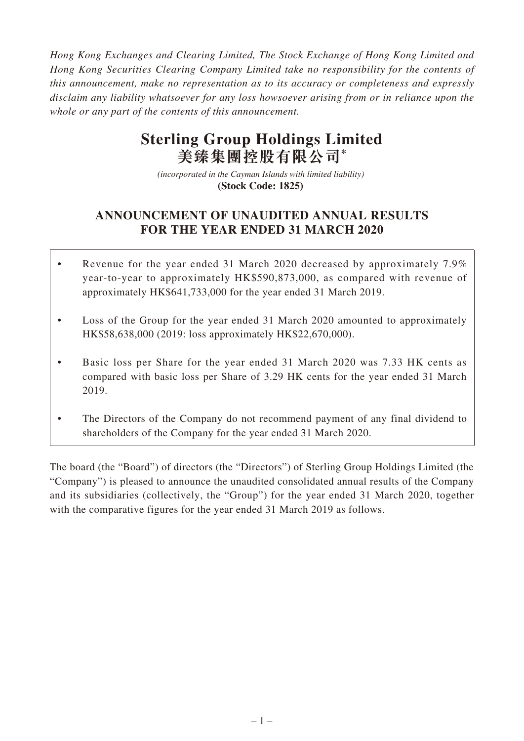*Hong Kong Exchanges and Clearing Limited, The Stock Exchange of Hong Kong Limited and Hong Kong Securities Clearing Company Limited take no responsibility for the contents of this announcement, make no representation as to its accuracy or completeness and expressly disclaim any liability whatsoever for any loss howsoever arising from or in reliance upon the whole or any part of the contents of this announcement.*

# Sterling Group Holdings Limited
# 美臻集團控股有限公司*

*(incorporated in the Cayman Islands with limited liability)*
**(Stock Code: 1825)**

## ANNOUNCEMENT OF UNAUDITED ANNUAL RESULTS FOR THE YEAR ENDED 31 MARCH 2020

- Revenue for the year ended 31 March 2020 decreased by approximately 7.9% year-to-year to approximately HK$590,873,000, as compared with revenue of approximately HK$641,733,000 for the year ended 31 March 2019.
- Loss of the Group for the year ended 31 March 2020 amounted to approximately HK$58,638,000 (2019: loss approximately HK$22,670,000).
- Basic loss per Share for the year ended 31 March 2020 was 7.33 HK cents as compared with basic loss per Share of 3.29 HK cents for the year ended 31 March 2019.
- The Directors of the Company do not recommend payment of any final dividend to shareholders of the Company for the year ended 31 March 2020.

The board (the "Board") of directors (the "Directors") of Sterling Group Holdings Limited (the "Company") is pleased to announce the unaudited consolidated annual results of the Company and its subsidiaries (collectively, the "Group") for the year ended 31 March 2020, together with the comparative figures for the year ended 31 March 2019 as follows.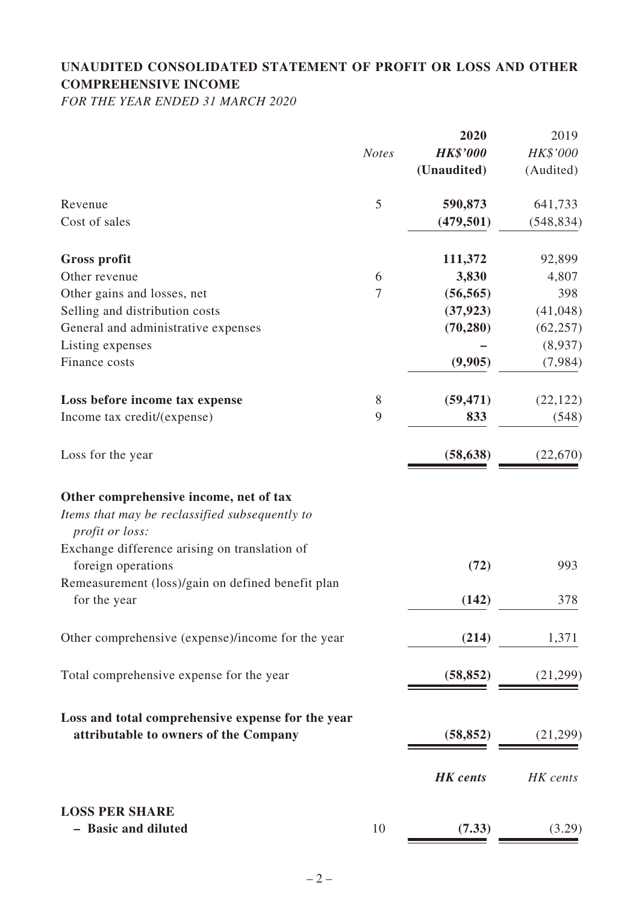## UNAUDITED CONSOLIDATED STATEMENT OF PROFIT OR LOSS AND OTHER COMPREHENSIVE INCOME

*FOR THE YEAR ENDED 31 MARCH 2020*

| | *Notes* | **2020** | 2019 |
|---|---|---|---|
| | | ***HK$'000*** | *HK$'000* |
| | | **(Unaudited)** | (Audited) |
| Revenue | 5 | **590,873** | 641,733 |
| Cost of sales | | **(479,501)** | (548,834) |
| **Gross profit** | | **111,372** | 92,899 |
| Other revenue | 6 | **3,830** | 4,807 |
| Other gains and losses, net | 7 | **(56,565)** | 398 |
| Selling and distribution costs | | **(37,923)** | (41,048) |
| General and administrative expenses | | **(70,280)** | (62,257) |
| Listing expenses | | **–** | (8,937) |
| Finance costs | | **(9,905)** | (7,984) |
| **Loss before income tax expense** | 8 | **(59,471)** | (22,122) |
| Income tax credit/(expense) | 9 | **833** | (548) |
| Loss for the year | | **(58,638)** | (22,670) |
| **Other comprehensive income, net of tax** | | | |
| *Items that may be reclassified subsequently to profit or loss:* | | | |
| Exchange difference arising on translation of foreign operations | | **(72)** | 993 |
| Remeasurement (loss)/gain on defined benefit plan for the year | | **(142)** | 378 |
| Other comprehensive (expense)/income for the year | | **(214)** | 1,371 |
| Total comprehensive expense for the year | | **(58,852)** | (21,299) |
| **Loss and total comprehensive expense for the year attributable to owners of the Company** | | **(58,852)** | (21,299) |
| | | ***HK cents*** | *HK cents* |
| **LOSS PER SHARE** | | | |
| **– Basic and diluted** | 10 | **(7.33)** | (3.29) |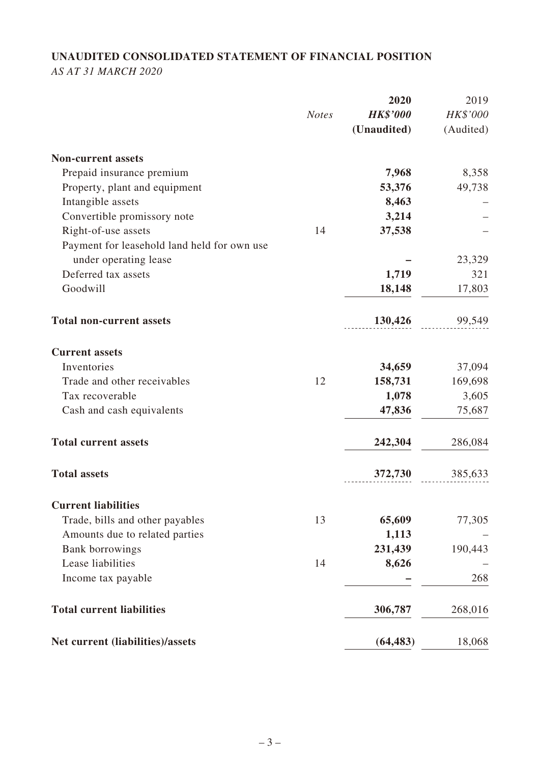## UNAUDITED CONSOLIDATED STATEMENT OF FINANCIAL POSITION

*AS AT 31 MARCH 2020*

| | *Notes* | **2020** | 2019 |
|---|---|---|---|
| | | ***HK$'000*** | *HK$'000* |
| | | **(Unaudited)** | (Audited) |
| **Non-current assets** | | | |
| Prepaid insurance premium | | **7,968** | 8,358 |
| Property, plant and equipment | | **53,376** | 49,738 |
| Intangible assets | | **8,463** | – |
| Convertible promissory note | | **3,214** | – |
| Right-of-use assets | 14 | **37,538** | – |
| Payment for leasehold land held for own use under operating lease | | **–** | 23,329 |
| Deferred tax assets | | **1,719** | 321 |
| Goodwill | | **18,148** | 17,803 |
| **Total non-current assets** | | **130,426** | 99,549 |
| **Current assets** | | | |
| Inventories | | **34,659** | 37,094 |
| Trade and other receivables | 12 | **158,731** | 169,698 |
| Tax recoverable | | **1,078** | 3,605 |
| Cash and cash equivalents | | **47,836** | 75,687 |
| **Total current assets** | | **242,304** | 286,084 |
| **Total assets** | | **372,730** | 385,633 |
| **Current liabilities** | | | |
| Trade, bills and other payables | 13 | **65,609** | 77,305 |
| Amounts due to related parties | | **1,113** | – |
| Bank borrowings | | **231,439** | 190,443 |
| Lease liabilities | 14 | **8,626** | – |
| Income tax payable | | **–** | 268 |
| **Total current liabilities** | | **306,787** | 268,016 |
| **Net current (liabilities)/assets** | | **(64,483)** | 18,068 |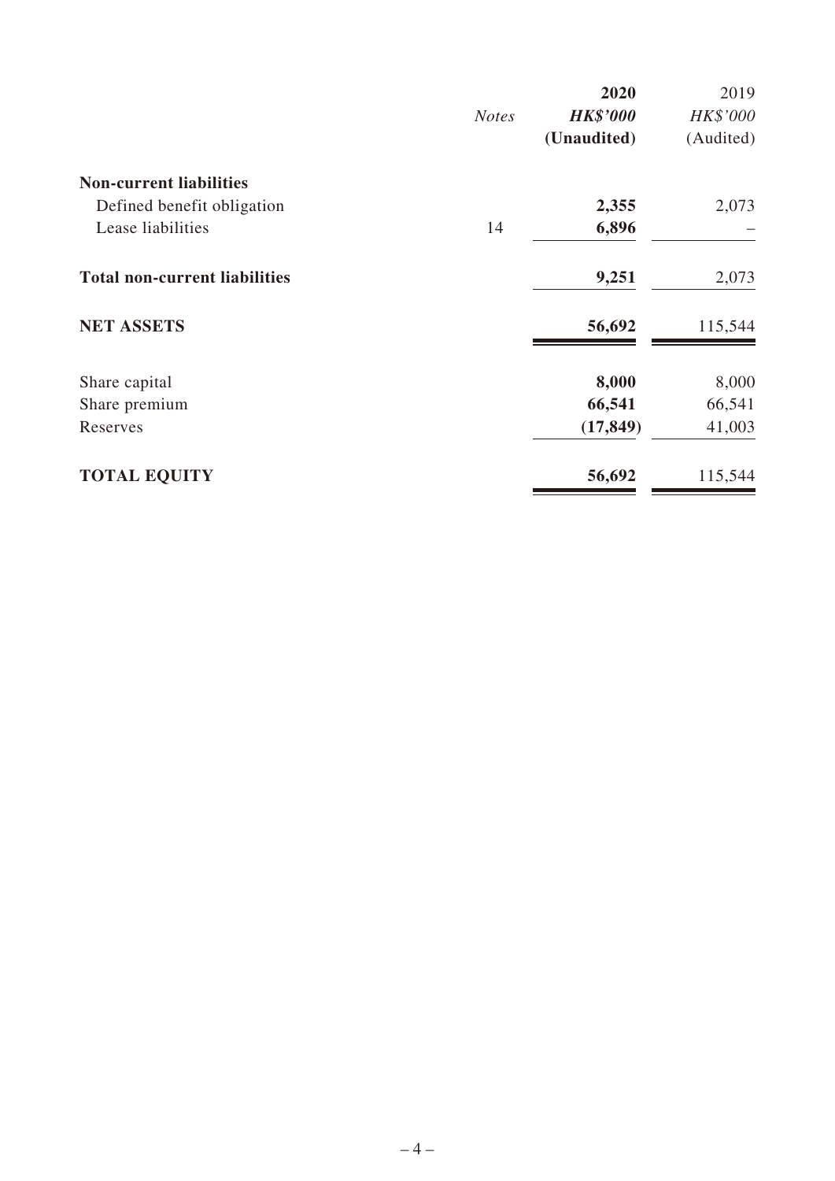| | *Notes* | **2020** | 2019 |
|---|---|---|---|
| | | ***HK$'000*** | *HK$'000* |
| | | **(Unaudited)** | (Audited) |
| **Non-current liabilities** | | | |
| Defined benefit obligation | | **2,355** | 2,073 |
| Lease liabilities | 14 | **6,896** | – |
| **Total non-current liabilities** | | **9,251** | 2,073 |
| **NET ASSETS** | | **56,692** | 115,544 |
| Share capital | | **8,000** | 8,000 |
| Share premium | | **66,541** | 66,541 |
| Reserves | | **(17,849)** | 41,003 |
| **TOTAL EQUITY** | | **56,692** | 115,544 |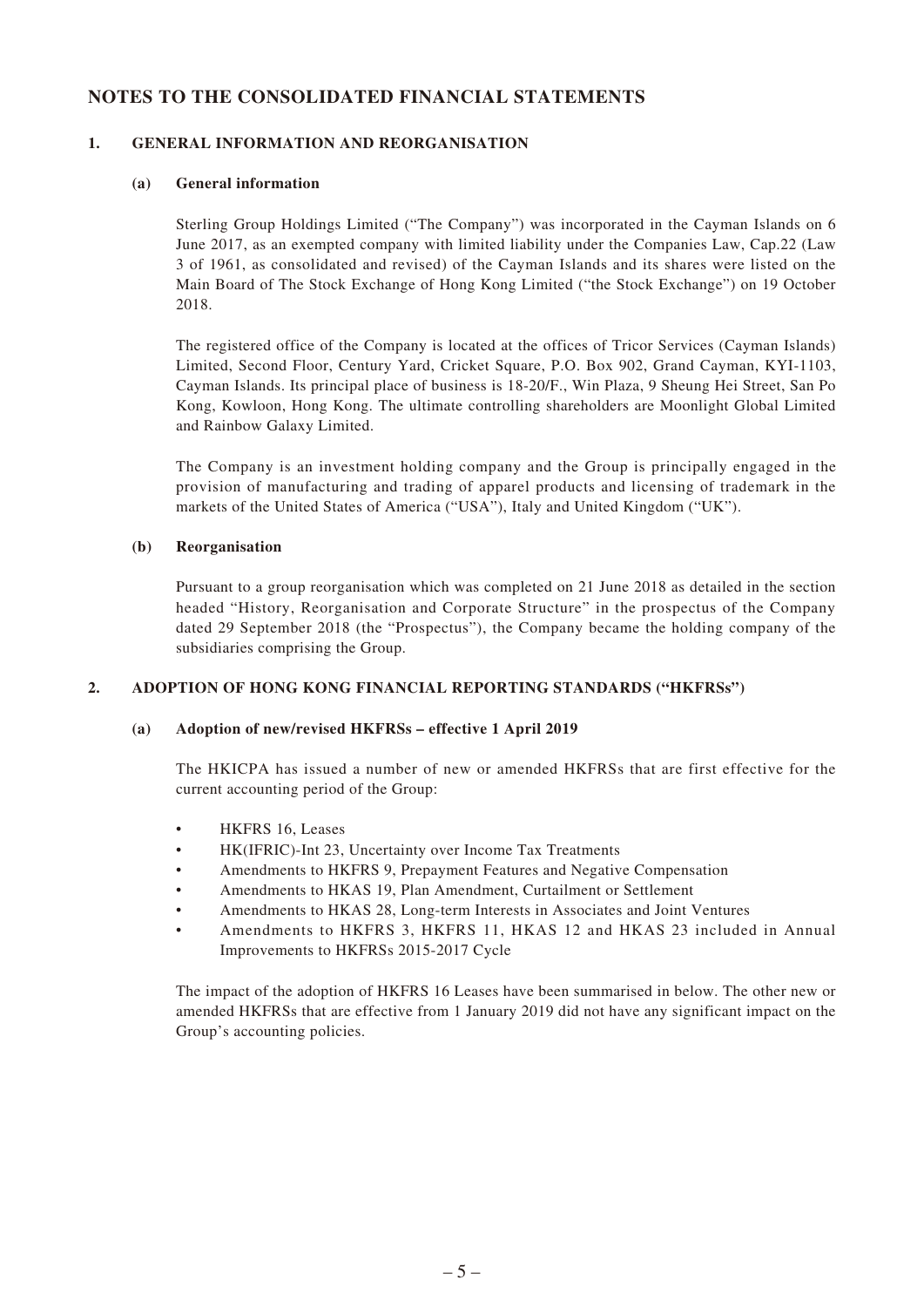# NOTES TO THE CONSOLIDATED FINANCIAL STATEMENTS

## 1. GENERAL INFORMATION AND REORGANISATION

### (a) General information

Sterling Group Holdings Limited ("The Company") was incorporated in the Cayman Islands on 6 June 2017, as an exempted company with limited liability under the Companies Law, Cap.22 (Law 3 of 1961, as consolidated and revised) of the Cayman Islands and its shares were listed on the Main Board of The Stock Exchange of Hong Kong Limited ("the Stock Exchange") on 19 October 2018.

The registered office of the Company is located at the offices of Tricor Services (Cayman Islands) Limited, Second Floor, Century Yard, Cricket Square, P.O. Box 902, Grand Cayman, KYI-1103, Cayman Islands. Its principal place of business is 18-20/F., Win Plaza, 9 Sheung Hei Street, San Po Kong, Kowloon, Hong Kong. The ultimate controlling shareholders are Moonlight Global Limited and Rainbow Galaxy Limited.

The Company is an investment holding company and the Group is principally engaged in the provision of manufacturing and trading of apparel products and licensing of trademark in the markets of the United States of America ("USA"), Italy and United Kingdom ("UK").

### (b) Reorganisation

Pursuant to a group reorganisation which was completed on 21 June 2018 as detailed in the section headed "History, Reorganisation and Corporate Structure" in the prospectus of the Company dated 29 September 2018 (the "Prospectus"), the Company became the holding company of the subsidiaries comprising the Group.

## 2. ADOPTION OF HONG KONG FINANCIAL REPORTING STANDARDS ("HKFRSs")

### (a) Adoption of new/revised HKFRSs – effective 1 April 2019

The HKICPA has issued a number of new or amended HKFRSs that are first effective for the current accounting period of the Group:

- HKFRS 16, Leases
- HK(IFRIC)-Int 23, Uncertainty over Income Tax Treatments
- Amendments to HKFRS 9, Prepayment Features and Negative Compensation
- Amendments to HKAS 19, Plan Amendment, Curtailment or Settlement
- Amendments to HKAS 28, Long-term Interests in Associates and Joint Ventures
- Amendments to HKFRS 3, HKFRS 11, HKAS 12 and HKAS 23 included in Annual Improvements to HKFRSs 2015-2017 Cycle

The impact of the adoption of HKFRS 16 Leases have been summarised in below. The other new or amended HKFRSs that are effective from 1 January 2019 did not have any significant impact on the Group's accounting policies.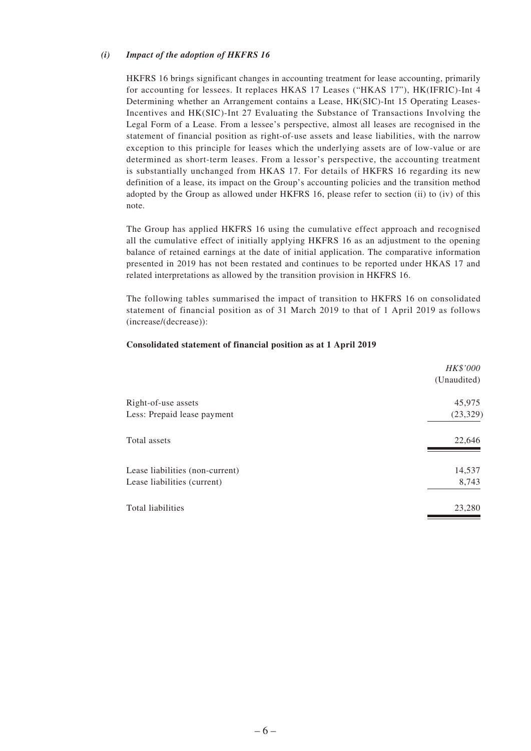*(i) **Impact of the adoption of HKFRS 16***

HKFRS 16 brings significant changes in accounting treatment for lease accounting, primarily for accounting for lessees. It replaces HKAS 17 Leases ("HKAS 17"), HK(IFRIC)-Int 4 Determining whether an Arrangement contains a Lease, HK(SIC)-Int 15 Operating Leases-Incentives and HK(SIC)-Int 27 Evaluating the Substance of Transactions Involving the Legal Form of a Lease. From a lessee's perspective, almost all leases are recognised in the statement of financial position as right-of-use assets and lease liabilities, with the narrow exception to this principle for leases which the underlying assets are of low-value or are determined as short-term leases. From a lessor's perspective, the accounting treatment is substantially unchanged from HKAS 17. For details of HKFRS 16 regarding its new definition of a lease, its impact on the Group's accounting policies and the transition method adopted by the Group as allowed under HKFRS 16, please refer to section (ii) to (iv) of this note.

The Group has applied HKFRS 16 using the cumulative effect approach and recognised all the cumulative effect of initially applying HKFRS 16 as an adjustment to the opening balance of retained earnings at the date of initial application. The comparative information presented in 2019 has not been restated and continues to be reported under HKAS 17 and related interpretations as allowed by the transition provision in HKFRS 16.

The following tables summarised the impact of transition to HKFRS 16 on consolidated statement of financial position as of 31 March 2019 to that of 1 April 2019 as follows (increase/(decrease)):

**Consolidated statement of financial position as at 1 April 2019**

| | *HK$'000* (Unaudited) |
|---|---:|
| Right-of-use assets | 45,975 |
| Less: Prepaid lease payment | (23,329) |
| Total assets | 22,646 |
| Lease liabilities (non-current) | 14,537 |
| Lease liabilities (current) | 8,743 |
| Total liabilities | 23,280 |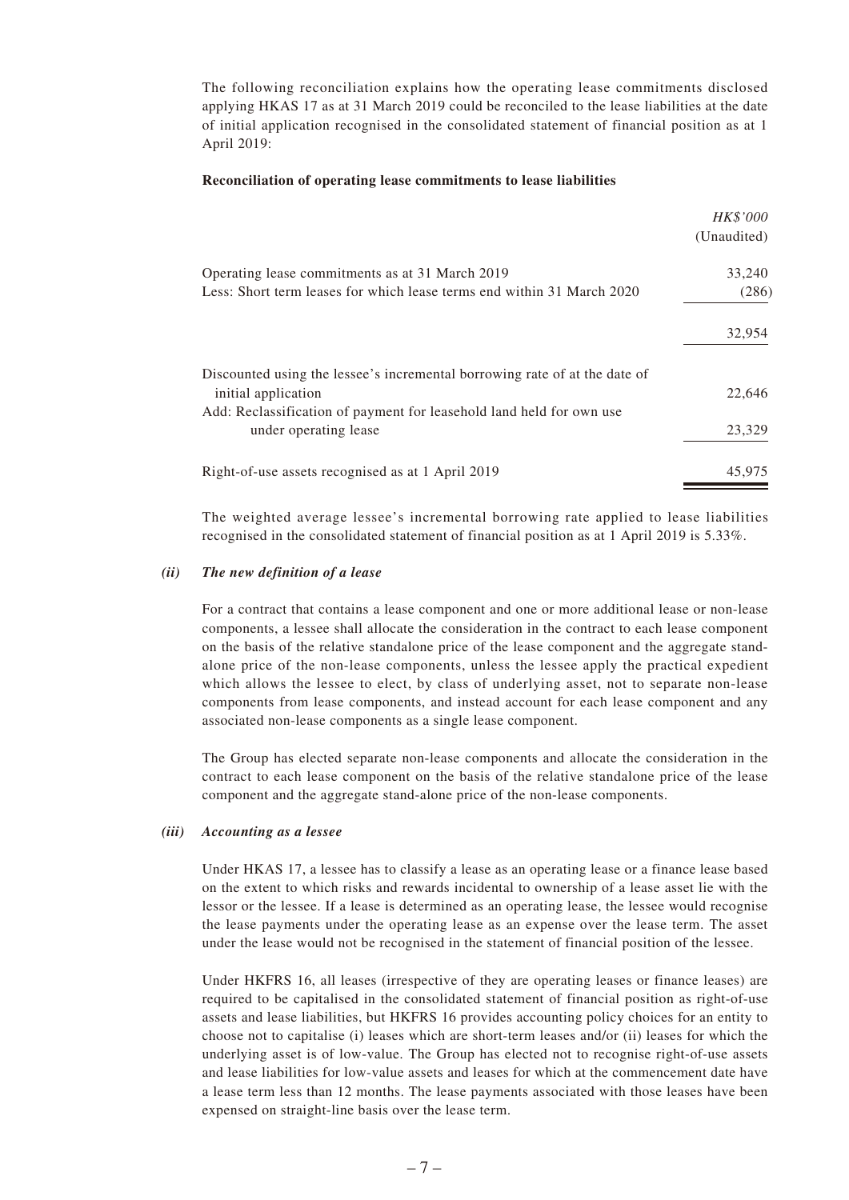The following reconciliation explains how the operating lease commitments disclosed applying HKAS 17 as at 31 March 2019 could be reconciled to the lease liabilities at the date of initial application recognised in the consolidated statement of financial position as at 1 April 2019:

**Reconciliation of operating lease commitments to lease liabilities**

| | *HK$'000* (Unaudited) |
|---|---|
| Operating lease commitments as at 31 March 2019 | 33,240 |
| Less: Short term leases for which lease terms end within 31 March 2020 | (286) |
| | 32,954 |
| Discounted using the lessee's incremental borrowing rate of at the date of initial application | 22,646 |
| Add: Reclassification of payment for leasehold land held for own use under operating lease | 23,329 |
| Right-of-use assets recognised as at 1 April 2019 | 45,975 |

The weighted average lessee's incremental borrowing rate applied to lease liabilities recognised in the consolidated statement of financial position as at 1 April 2019 is 5.33%.

***(ii) The new definition of a lease***

For a contract that contains a lease component and one or more additional lease or non-lease components, a lessee shall allocate the consideration in the contract to each lease component on the basis of the relative standalone price of the lease component and the aggregate standalone price of the non-lease components, unless the lessee apply the practical expedient which allows the lessee to elect, by class of underlying asset, not to separate non-lease components from lease components, and instead account for each lease component and any associated non-lease components as a single lease component.

The Group has elected separate non-lease components and allocate the consideration in the contract to each lease component on the basis of the relative standalone price of the lease component and the aggregate stand-alone price of the non-lease components.

***(iii) Accounting as a lessee***

Under HKAS 17, a lessee has to classify a lease as an operating lease or a finance lease based on the extent to which risks and rewards incidental to ownership of a lease asset lie with the lessor or the lessee. If a lease is determined as an operating lease, the lessee would recognise the lease payments under the operating lease as an expense over the lease term. The asset under the lease would not be recognised in the statement of financial position of the lessee.

Under HKFRS 16, all leases (irrespective of they are operating leases or finance leases) are required to be capitalised in the consolidated statement of financial position as right-of-use assets and lease liabilities, but HKFRS 16 provides accounting policy choices for an entity to choose not to capitalise (i) leases which are short-term leases and/or (ii) leases for which the underlying asset is of low-value. The Group has elected not to recognise right-of-use assets and lease liabilities for low-value assets and leases for which at the commencement date have a lease term less than 12 months. The lease payments associated with those leases have been expensed on straight-line basis over the lease term.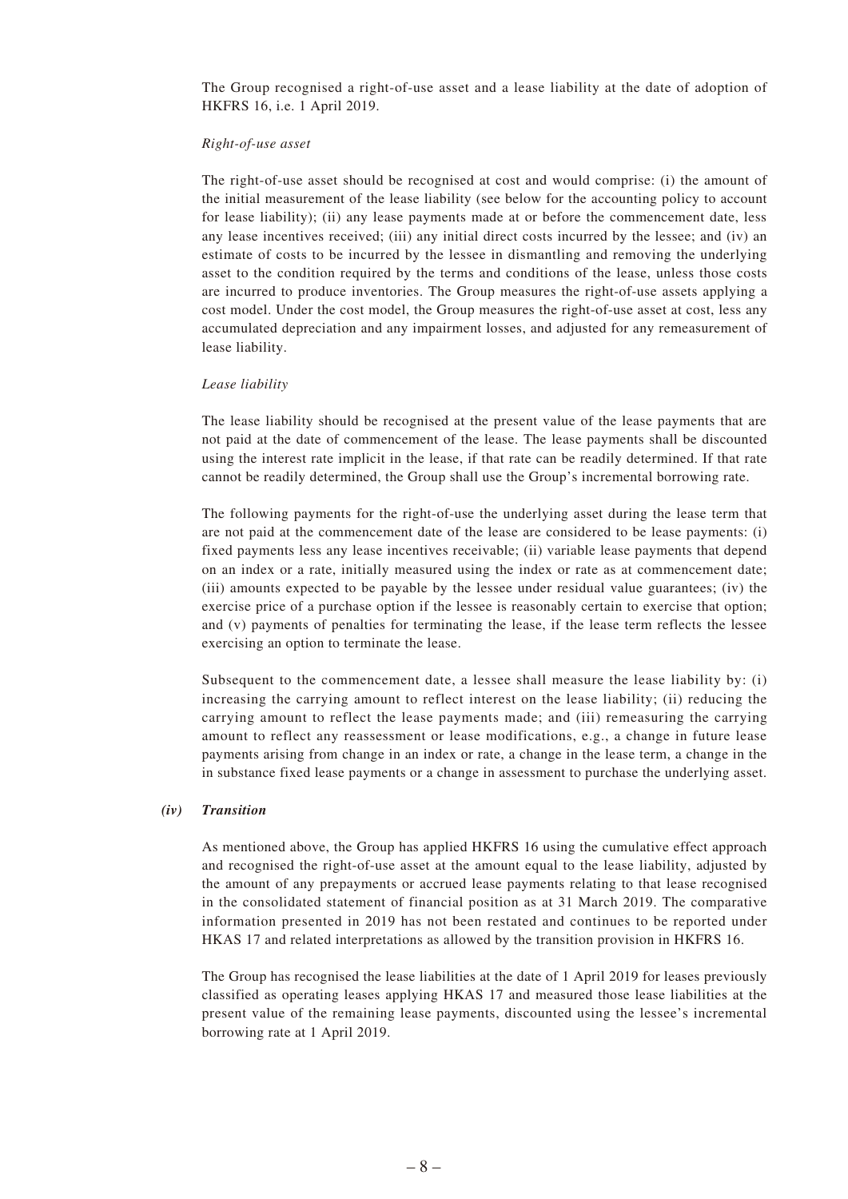The Group recognised a right-of-use asset and a lease liability at the date of adoption of HKFRS 16, i.e. 1 April 2019.

*Right-of-use asset*

The right-of-use asset should be recognised at cost and would comprise: (i) the amount of the initial measurement of the lease liability (see below for the accounting policy to account for lease liability); (ii) any lease payments made at or before the commencement date, less any lease incentives received; (iii) any initial direct costs incurred by the lessee; and (iv) an estimate of costs to be incurred by the lessee in dismantling and removing the underlying asset to the condition required by the terms and conditions of the lease, unless those costs are incurred to produce inventories. The Group measures the right-of-use assets applying a cost model. Under the cost model, the Group measures the right-of-use asset at cost, less any accumulated depreciation and any impairment losses, and adjusted for any remeasurement of lease liability.

*Lease liability*

The lease liability should be recognised at the present value of the lease payments that are not paid at the date of commencement of the lease. The lease payments shall be discounted using the interest rate implicit in the lease, if that rate can be readily determined. If that rate cannot be readily determined, the Group shall use the Group's incremental borrowing rate.

The following payments for the right-of-use the underlying asset during the lease term that are not paid at the commencement date of the lease are considered to be lease payments: (i) fixed payments less any lease incentives receivable; (ii) variable lease payments that depend on an index or a rate, initially measured using the index or rate as at commencement date; (iii) amounts expected to be payable by the lessee under residual value guarantees; (iv) the exercise price of a purchase option if the lessee is reasonably certain to exercise that option; and (v) payments of penalties for terminating the lease, if the lease term reflects the lessee exercising an option to terminate the lease.

Subsequent to the commencement date, a lessee shall measure the lease liability by: (i) increasing the carrying amount to reflect interest on the lease liability; (ii) reducing the carrying amount to reflect the lease payments made; and (iii) remeasuring the carrying amount to reflect any reassessment or lease modifications, e.g., a change in future lease payments arising from change in an index or rate, a change in the lease term, a change in the in substance fixed lease payments or a change in assessment to purchase the underlying asset.

***(iv) Transition***

As mentioned above, the Group has applied HKFRS 16 using the cumulative effect approach and recognised the right-of-use asset at the amount equal to the lease liability, adjusted by the amount of any prepayments or accrued lease payments relating to that lease recognised in the consolidated statement of financial position as at 31 March 2019. The comparative information presented in 2019 has not been restated and continues to be reported under HKAS 17 and related interpretations as allowed by the transition provision in HKFRS 16.

The Group has recognised the lease liabilities at the date of 1 April 2019 for leases previously classified as operating leases applying HKAS 17 and measured those lease liabilities at the present value of the remaining lease payments, discounted using the lessee's incremental borrowing rate at 1 April 2019.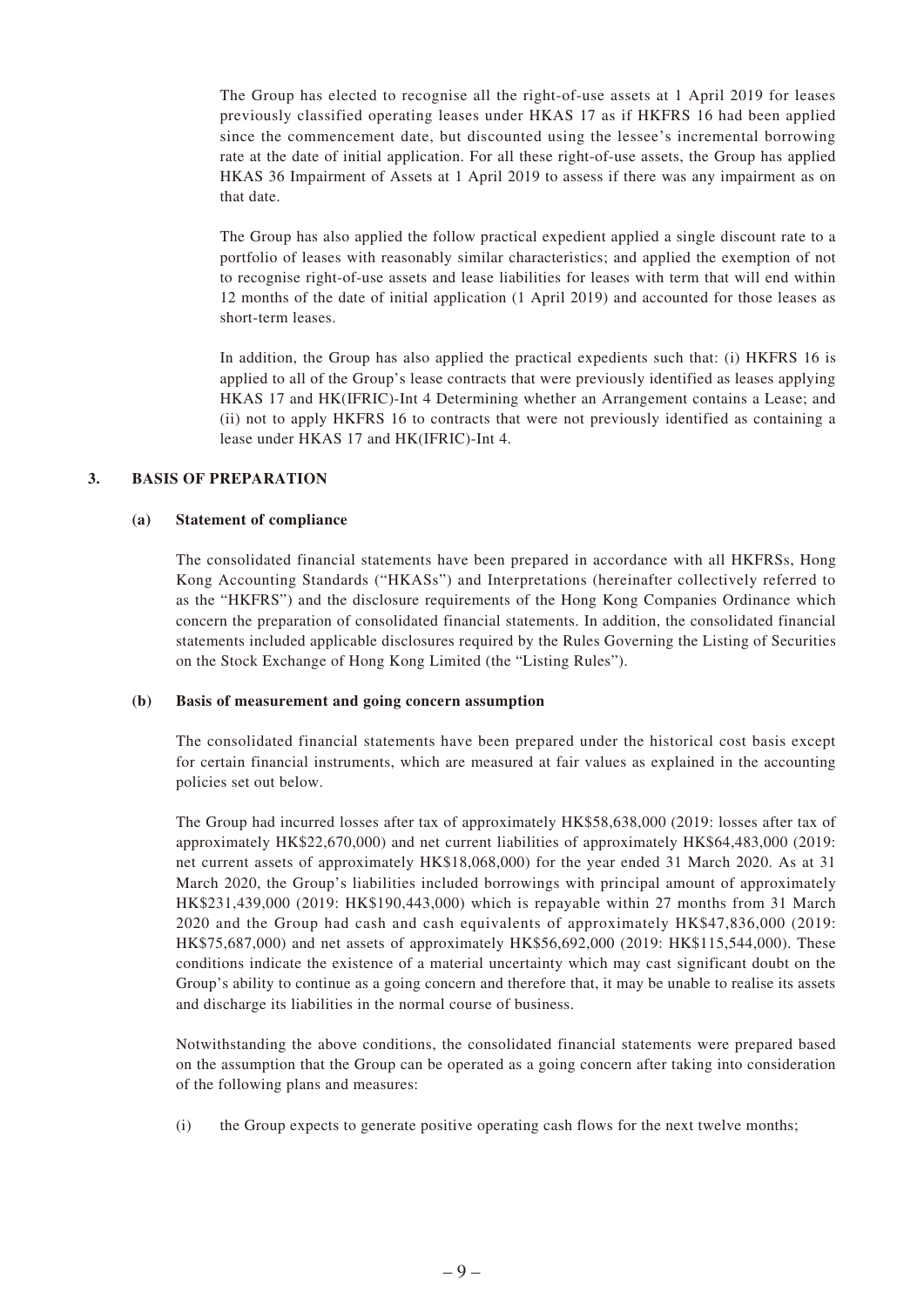The Group has elected to recognise all the right-of-use assets at 1 April 2019 for leases previously classified operating leases under HKAS 17 as if HKFRS 16 had been applied since the commencement date, but discounted using the lessee's incremental borrowing rate at the date of initial application. For all these right-of-use assets, the Group has applied HKAS 36 Impairment of Assets at 1 April 2019 to assess if there was any impairment as on that date.

The Group has also applied the follow practical expedient applied a single discount rate to a portfolio of leases with reasonably similar characteristics; and applied the exemption of not to recognise right-of-use assets and lease liabilities for leases with term that will end within 12 months of the date of initial application (1 April 2019) and accounted for those leases as short-term leases.

In addition, the Group has also applied the practical expedients such that: (i) HKFRS 16 is applied to all of the Group's lease contracts that were previously identified as leases applying HKAS 17 and HK(IFRIC)-Int 4 Determining whether an Arrangement contains a Lease; and (ii) not to apply HKFRS 16 to contracts that were not previously identified as containing a lease under HKAS 17 and HK(IFRIC)-Int 4.

## 3. BASIS OF PREPARATION

### (a) Statement of compliance

The consolidated financial statements have been prepared in accordance with all HKFRSs, Hong Kong Accounting Standards ("HKASs") and Interpretations (hereinafter collectively referred to as the "HKFRS") and the disclosure requirements of the Hong Kong Companies Ordinance which concern the preparation of consolidated financial statements. In addition, the consolidated financial statements included applicable disclosures required by the Rules Governing the Listing of Securities on the Stock Exchange of Hong Kong Limited (the "Listing Rules").

### (b) Basis of measurement and going concern assumption

The consolidated financial statements have been prepared under the historical cost basis except for certain financial instruments, which are measured at fair values as explained in the accounting policies set out below.

The Group had incurred losses after tax of approximately HK$58,638,000 (2019: losses after tax of approximately HK$22,670,000) and net current liabilities of approximately HK$64,483,000 (2019: net current assets of approximately HK$18,068,000) for the year ended 31 March 2020. As at 31 March 2020, the Group's liabilities included borrowings with principal amount of approximately HK$231,439,000 (2019: HK$190,443,000) which is repayable within 27 months from 31 March 2020 and the Group had cash and cash equivalents of approximately HK$47,836,000 (2019: HK$75,687,000) and net assets of approximately HK$56,692,000 (2019: HK$115,544,000). These conditions indicate the existence of a material uncertainty which may cast significant doubt on the Group's ability to continue as a going concern and therefore that, it may be unable to realise its assets and discharge its liabilities in the normal course of business.

Notwithstanding the above conditions, the consolidated financial statements were prepared based on the assumption that the Group can be operated as a going concern after taking into consideration of the following plans and measures:

(i) the Group expects to generate positive operating cash flows for the next twelve months;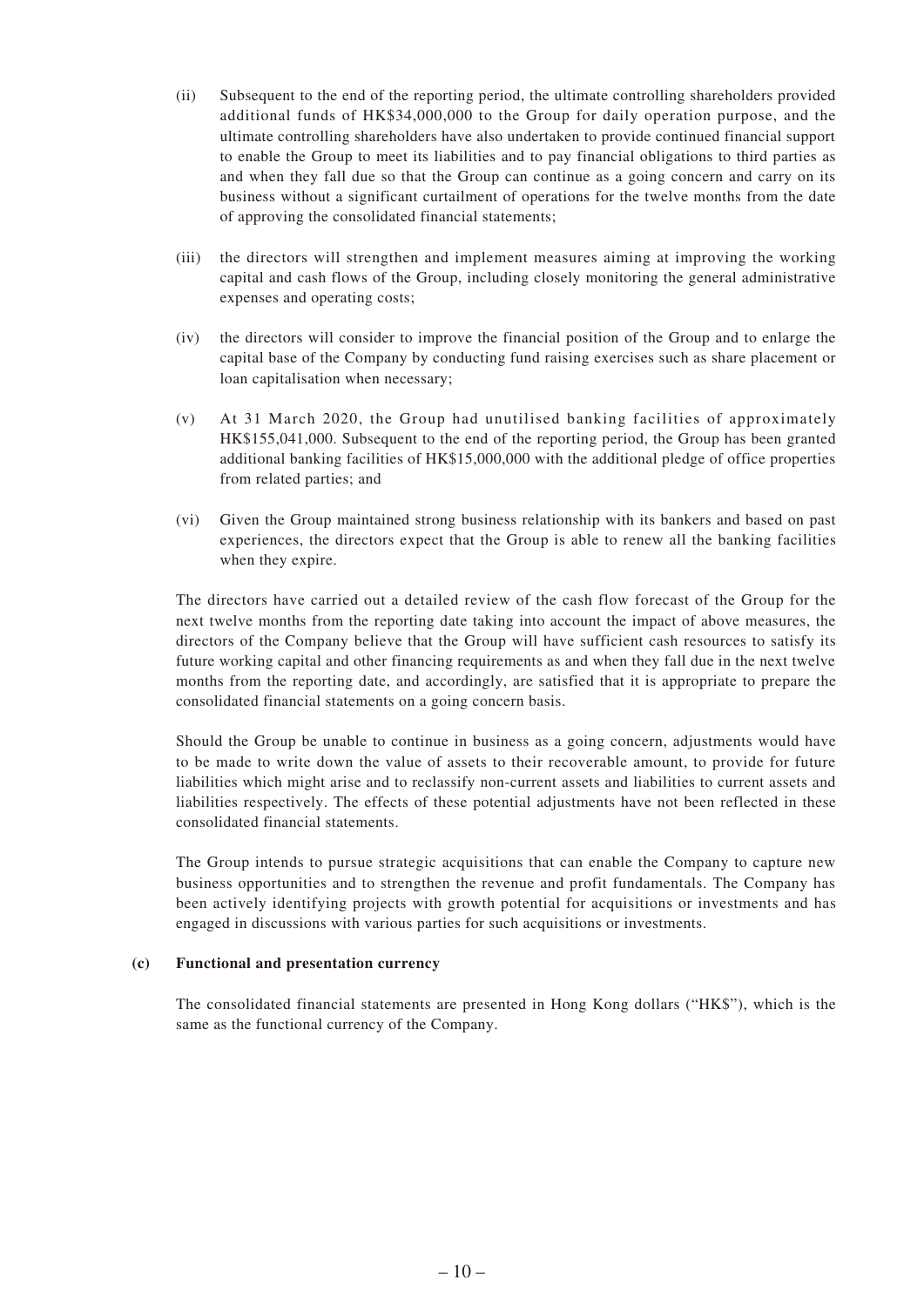(ii) Subsequent to the end of the reporting period, the ultimate controlling shareholders provided additional funds of HK$34,000,000 to the Group for daily operation purpose, and the ultimate controlling shareholders have also undertaken to provide continued financial support to enable the Group to meet its liabilities and to pay financial obligations to third parties as and when they fall due so that the Group can continue as a going concern and carry on its business without a significant curtailment of operations for the twelve months from the date of approving the consolidated financial statements;

(iii) the directors will strengthen and implement measures aiming at improving the working capital and cash flows of the Group, including closely monitoring the general administrative expenses and operating costs;

(iv) the directors will consider to improve the financial position of the Group and to enlarge the capital base of the Company by conducting fund raising exercises such as share placement or loan capitalisation when necessary;

(v) At 31 March 2020, the Group had unutilised banking facilities of approximately HK$155,041,000. Subsequent to the end of the reporting period, the Group has been granted additional banking facilities of HK$15,000,000 with the additional pledge of office properties from related parties; and

(vi) Given the Group maintained strong business relationship with its bankers and based on past experiences, the directors expect that the Group is able to renew all the banking facilities when they expire.

The directors have carried out a detailed review of the cash flow forecast of the Group for the next twelve months from the reporting date taking into account the impact of above measures, the directors of the Company believe that the Group will have sufficient cash resources to satisfy its future working capital and other financing requirements as and when they fall due in the next twelve months from the reporting date, and accordingly, are satisfied that it is appropriate to prepare the consolidated financial statements on a going concern basis.

Should the Group be unable to continue in business as a going concern, adjustments would have to be made to write down the value of assets to their recoverable amount, to provide for future liabilities which might arise and to reclassify non-current assets and liabilities to current assets and liabilities respectively. The effects of these potential adjustments have not been reflected in these consolidated financial statements.

The Group intends to pursue strategic acquisitions that can enable the Company to capture new business opportunities and to strengthen the revenue and profit fundamentals. The Company has been actively identifying projects with growth potential for acquisitions or investments and has engaged in discussions with various parties for such acquisitions or investments.

**(c) Functional and presentation currency**

The consolidated financial statements are presented in Hong Kong dollars ("HK$"), which is the same as the functional currency of the Company.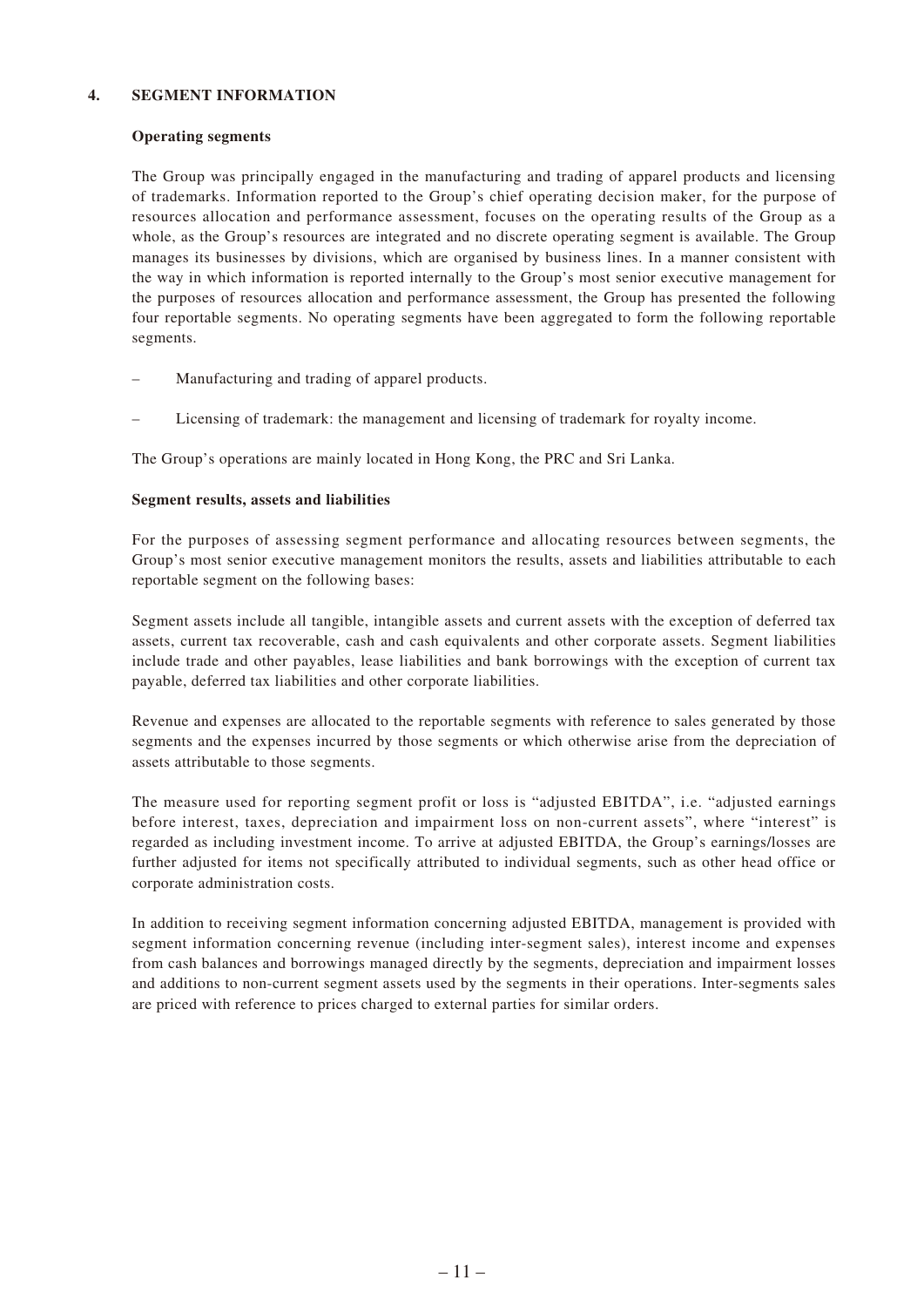## 4. SEGMENT INFORMATION

### Operating segments

The Group was principally engaged in the manufacturing and trading of apparel products and licensing of trademarks. Information reported to the Group's chief operating decision maker, for the purpose of resources allocation and performance assessment, focuses on the operating results of the Group as a whole, as the Group's resources are integrated and no discrete operating segment is available. The Group manages its businesses by divisions, which are organised by business lines. In a manner consistent with the way in which information is reported internally to the Group's most senior executive management for the purposes of resources allocation and performance assessment, the Group has presented the following four reportable segments. No operating segments have been aggregated to form the following reportable segments.

- Manufacturing and trading of apparel products.
- Licensing of trademark: the management and licensing of trademark for royalty income.

The Group's operations are mainly located in Hong Kong, the PRC and Sri Lanka.

### Segment results, assets and liabilities

For the purposes of assessing segment performance and allocating resources between segments, the Group's most senior executive management monitors the results, assets and liabilities attributable to each reportable segment on the following bases:

Segment assets include all tangible, intangible assets and current assets with the exception of deferred tax assets, current tax recoverable, cash and cash equivalents and other corporate assets. Segment liabilities include trade and other payables, lease liabilities and bank borrowings with the exception of current tax payable, deferred tax liabilities and other corporate liabilities.

Revenue and expenses are allocated to the reportable segments with reference to sales generated by those segments and the expenses incurred by those segments or which otherwise arise from the depreciation of assets attributable to those segments.

The measure used for reporting segment profit or loss is "adjusted EBITDA", i.e. "adjusted earnings before interest, taxes, depreciation and impairment loss on non-current assets", where "interest" is regarded as including investment income. To arrive at adjusted EBITDA, the Group's earnings/losses are further adjusted for items not specifically attributed to individual segments, such as other head office or corporate administration costs.

In addition to receiving segment information concerning adjusted EBITDA, management is provided with segment information concerning revenue (including inter-segment sales), interest income and expenses from cash balances and borrowings managed directly by the segments, depreciation and impairment losses and additions to non-current segment assets used by the segments in their operations. Inter-segments sales are priced with reference to prices charged to external parties for similar orders.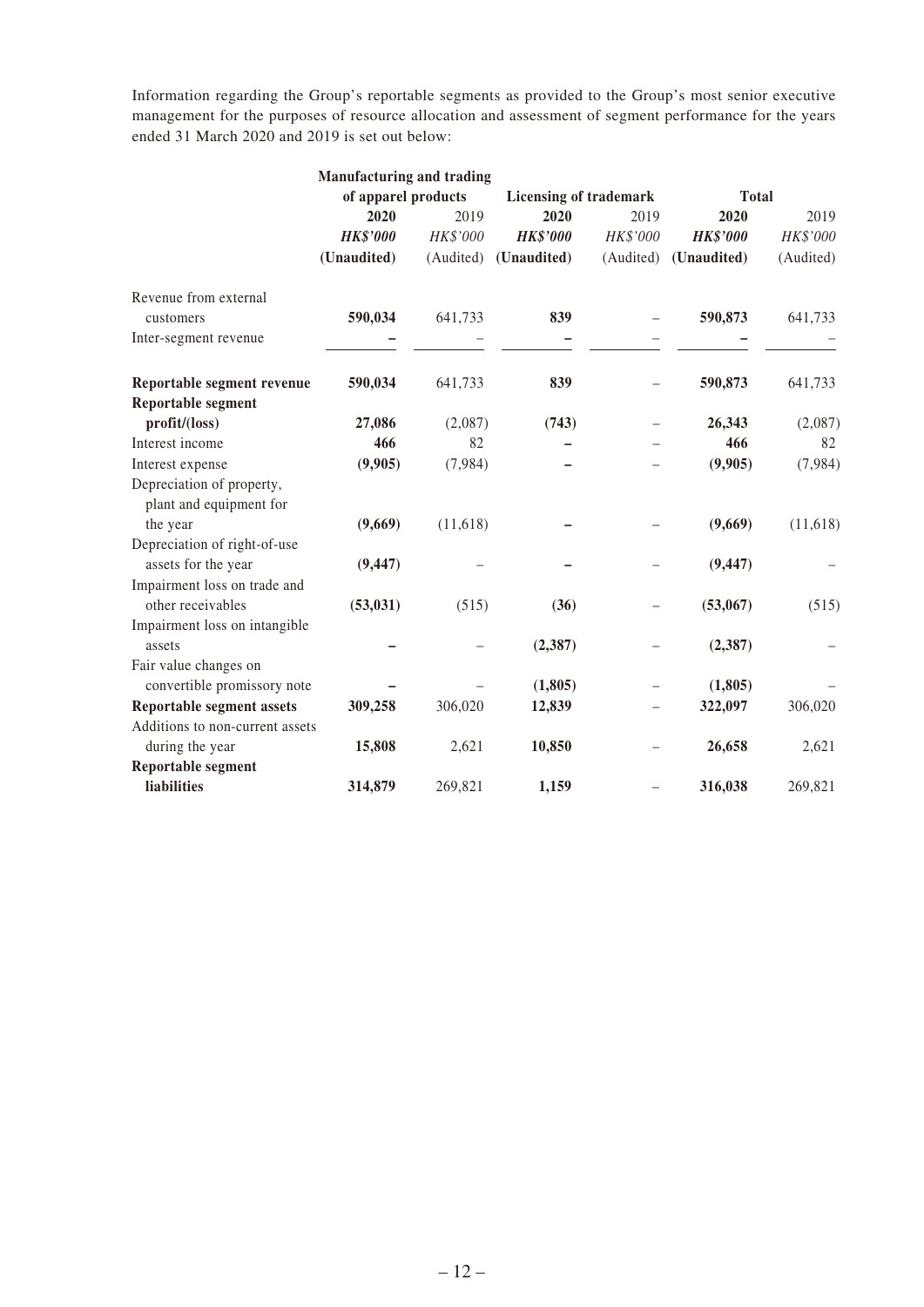Information regarding the Group's reportable segments as provided to the Group's most senior executive management for the purposes of resource allocation and assessment of segment performance for the years ended 31 March 2020 and 2019 is set out below:

| | **Manufacturing and trading of apparel products** | | **Licensing of trademark** | | **Total** | |
|---|---|---|---|---|---|---|
| | **2020** | 2019 | **2020** | 2019 | **2020** | 2019 |
| | ***HK$'000*** | *HK$'000* | ***HK$'000*** | *HK$'000* | ***HK$'000*** | *HK$'000* |
| | **(Unaudited)** | (Audited) | **(Unaudited)** | (Audited) | **(Unaudited)** | (Audited) |
| Revenue from external customers | **590,034** | 641,733 | **839** | – | **590,873** | 641,733 |
| Inter-segment revenue | **–** | – | **–** | – | **–** | – |
| **Reportable segment revenue** | **590,034** | 641,733 | **839** | – | **590,873** | 641,733 |
| **Reportable segment profit/(loss)** | **27,086** | (2,087) | **(743)** | – | **26,343** | (2,087) |
| Interest income | **466** | 82 | **–** | – | **466** | 82 |
| Interest expense | **(9,905)** | (7,984) | **–** | – | **(9,905)** | (7,984) |
| Depreciation of property, plant and equipment for the year | **(9,669)** | (11,618) | **–** | – | **(9,669)** | (11,618) |
| Depreciation of right-of-use assets for the year | **(9,447)** | – | **–** | – | **(9,447)** | – |
| Impairment loss on trade and other receivables | **(53,031)** | (515) | **(36)** | – | **(53,067)** | (515) |
| Impairment loss on intangible assets | **–** | – | **(2,387)** | – | **(2,387)** | – |
| Fair value changes on convertible promissory note | **–** | – | **(1,805)** | – | **(1,805)** | – |
| **Reportable segment assets** | **309,258** | 306,020 | **12,839** | – | **322,097** | 306,020 |
| Additions to non-current assets during the year | **15,808** | 2,621 | **10,850** | – | **26,658** | 2,621 |
| **Reportable segment liabilities** | **314,879** | 269,821 | **1,159** | – | **316,038** | 269,821 |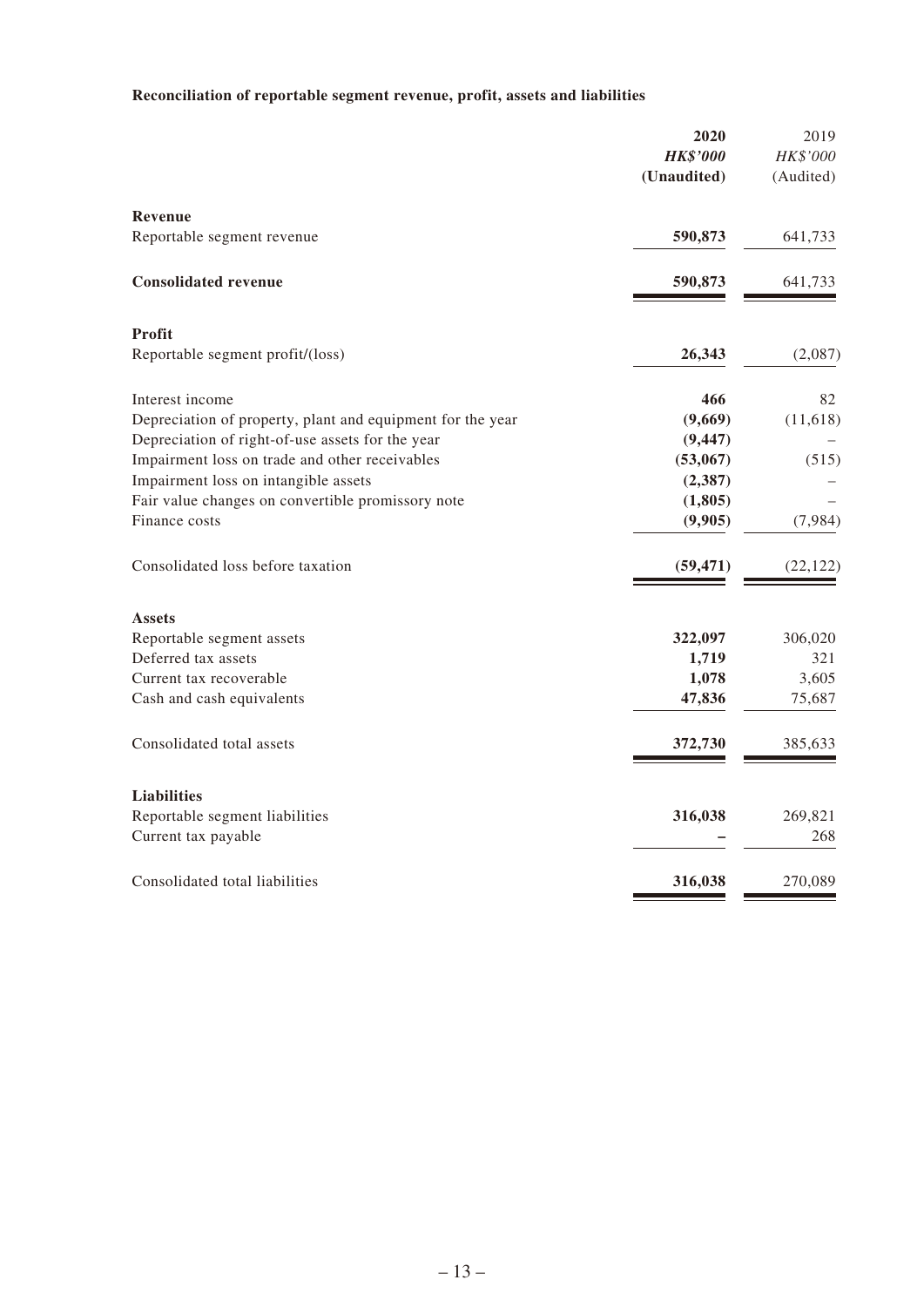**Reconciliation of reportable segment revenue, profit, assets and liabilities**

| | **2020** | 2019 |
|---|---|---|
| | ***HK$'000*** | *HK$'000* |
| | **(Unaudited)** | (Audited) |
| **Revenue** | | |
| Reportable segment revenue | **590,873** | 641,733 |
| **Consolidated revenue** | **590,873** | 641,733 |
| **Profit** | | |
| Reportable segment profit/(loss) | **26,343** | (2,087) |
| Interest income | **466** | 82 |
| Depreciation of property, plant and equipment for the year | **(9,669)** | (11,618) |
| Depreciation of right-of-use assets for the year | **(9,447)** | – |
| Impairment loss on trade and other receivables | **(53,067)** | (515) |
| Impairment loss on intangible assets | **(2,387)** | – |
| Fair value changes on convertible promissory note | **(1,805)** | – |
| Finance costs | **(9,905)** | (7,984) |
| Consolidated loss before taxation | **(59,471)** | (22,122) |
| **Assets** | | |
| Reportable segment assets | **322,097** | 306,020 |
| Deferred tax assets | **1,719** | 321 |
| Current tax recoverable | **1,078** | 3,605 |
| Cash and cash equivalents | **47,836** | 75,687 |
| Consolidated total assets | **372,730** | 385,633 |
| **Liabilities** | | |
| Reportable segment liabilities | **316,038** | 269,821 |
| Current tax payable | **–** | 268 |
| Consolidated total liabilities | **316,038** | 270,089 |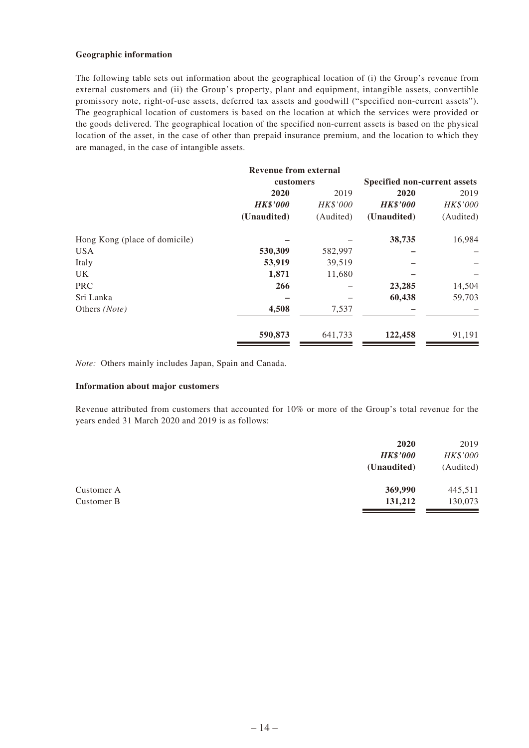**Geographic information**

The following table sets out information about the geographical location of (i) the Group's revenue from external customers and (ii) the Group's property, plant and equipment, intangible assets, convertible promissory note, right-of-use assets, deferred tax assets and goodwill ("specified non-current assets"). The geographical location of customers is based on the location at which the services were provided or the goods delivered. The geographical location of the specified non-current assets is based on the physical location of the asset, in the case of other than prepaid insurance premium, and the location to which they are managed, in the case of intangible assets.

| | Revenue from external customers | | Specified non-current assets | |
|---|---|---|---|---|
| | **2020** | 2019 | **2020** | 2019 |
| | ***HK$'000*** | *HK$'000* | ***HK$'000*** | *HK$'000* |
| | **(Unaudited)** | (Audited) | **(Unaudited)** | (Audited) |
| Hong Kong (place of domicile) | **–** | – | **38,735** | 16,984 |
| USA | **530,309** | 582,997 | **–** | – |
| Italy | **53,919** | 39,519 | **–** | – |
| UK | **1,871** | 11,680 | **–** | – |
| PRC | **266** | – | **23,285** | 14,504 |
| Sri Lanka | **–** | – | **60,438** | 59,703 |
| Others *(Note)* | **4,508** | 7,537 | **–** | – |
| | **590,873** | 641,733 | **122,458** | 91,191 |

*Note:* Others mainly includes Japan, Spain and Canada.

**Information about major customers**

Revenue attributed from customers that accounted for 10% or more of the Group's total revenue for the years ended 31 March 2020 and 2019 is as follows:

| | **2020** | 2019 |
|---|---|---|
| | ***HK$'000*** | *HK$'000* |
| | **(Unaudited)** | (Audited) |
| Customer A | **369,990** | 445,511 |
| Customer B | **131,212** | 130,073 |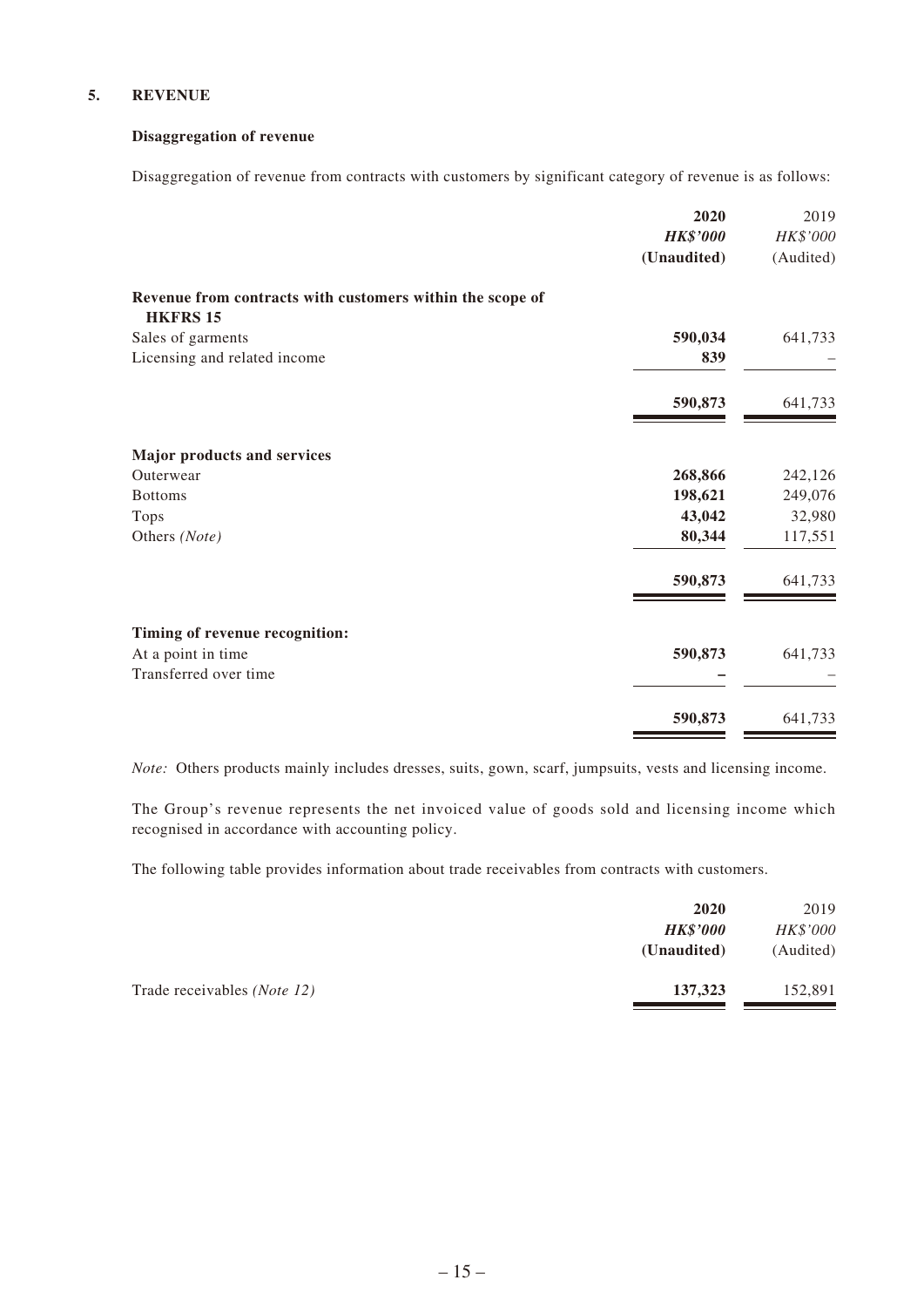## 5. REVENUE

### Disaggregation of revenue

Disaggregation of revenue from contracts with customers by significant category of revenue is as follows:

| | **2020** | 2019 |
|---|---|---|
| | ***HK$'000*** | *HK$'000* |
| | **(Unaudited)** | (Audited) |
| **Revenue from contracts with customers within the scope of HKFRS 15** | | |
| Sales of garments | **590,034** | 641,733 |
| Licensing and related income | **839** | – |
| | **590,873** | 641,733 |
| **Major products and services** | | |
| Outerwear | **268,866** | 242,126 |
| Bottoms | **198,621** | 249,076 |
| Tops | **43,042** | 32,980 |
| Others *(Note)* | **80,344** | 117,551 |
| | **590,873** | 641,733 |
| **Timing of revenue recognition:** | | |
| At a point in time | **590,873** | 641,733 |
| Transferred over time | **–** | – |
| | **590,873** | 641,733 |

*Note:* Others products mainly includes dresses, suits, gown, scarf, jumpsuits, vests and licensing income.

The Group's revenue represents the net invoiced value of goods sold and licensing income which recognised in accordance with accounting policy.

The following table provides information about trade receivables from contracts with customers.

| | **2020** | 2019 |
|---|---|---|
| | ***HK$'000*** | *HK$'000* |
| | **(Unaudited)** | (Audited) |
| Trade receivables *(Note 12)* | **137,323** | 152,891 |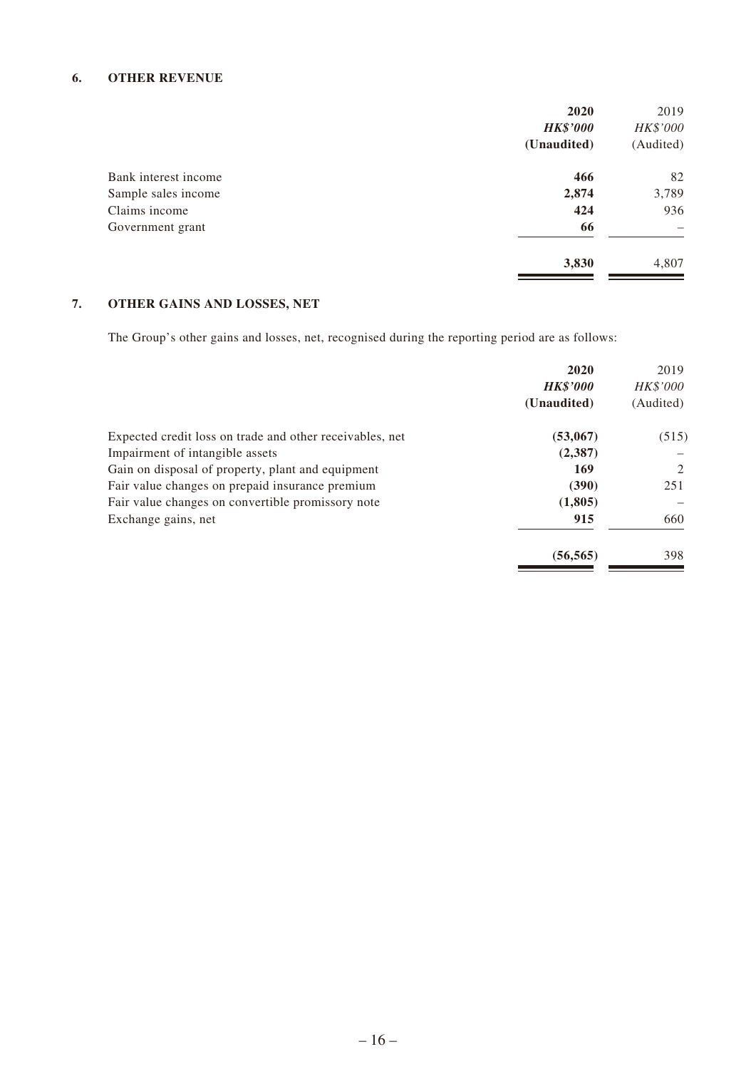## 6. OTHER REVENUE

| | 2020 | 2019 |
|---|---|---|
| | ***HK$'000*** | *HK$'000* |
| | **(Unaudited)** | (Audited) |
| Bank interest income | **466** | 82 |
| Sample sales income | **2,874** | 3,789 |
| Claims income | **424** | 936 |
| Government grant | **66** | – |
| | **3,830** | 4,807 |

## 7. OTHER GAINS AND LOSSES, NET

The Group's other gains and losses, net, recognised during the reporting period are as follows:

| | 2020 | 2019 |
|---|---|---|
| | ***HK$'000*** | *HK$'000* |
| | **(Unaudited)** | (Audited) |
| Expected credit loss on trade and other receivables, net | **(53,067)** | (515) |
| Impairment of intangible assets | **(2,387)** | – |
| Gain on disposal of property, plant and equipment | **169** | 2 |
| Fair value changes on prepaid insurance premium | **(390)** | 251 |
| Fair value changes on convertible promissory note | **(1,805)** | – |
| Exchange gains, net | **915** | 660 |
| | **(56,565)** | 398 |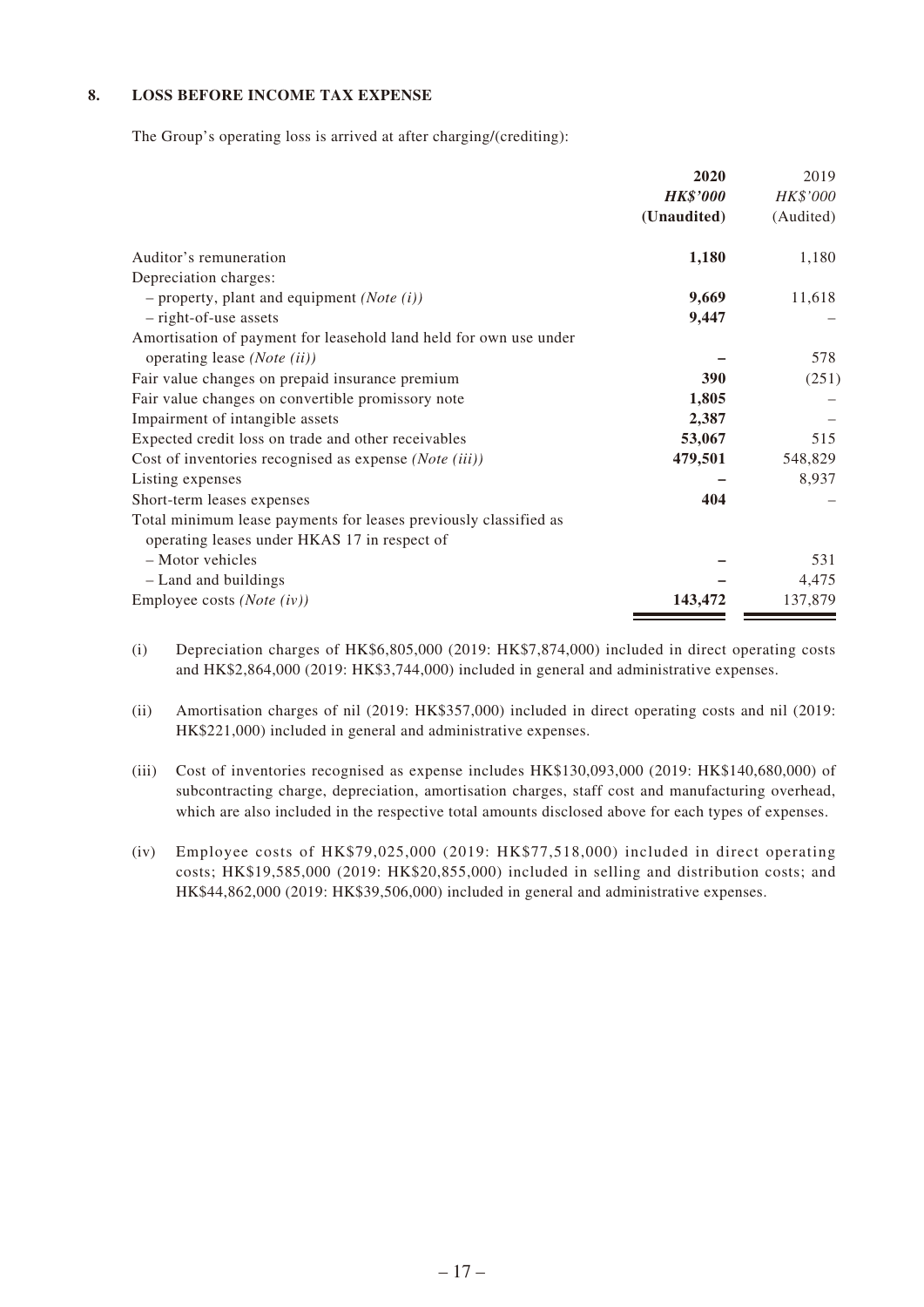## 8. LOSS BEFORE INCOME TAX EXPENSE

The Group's operating loss is arrived at after charging/(crediting):

| | **2020** | 2019 |
|---|---|---|
| | ***HK$'000*** | *HK$'000* |
| | **(Unaudited)** | (Audited) |
| Auditor's remuneration | **1,180** | 1,180 |
| Depreciation charges: | | |
| – property, plant and equipment *(Note (i))* | **9,669** | 11,618 |
| – right-of-use assets | **9,447** | – |
| Amortisation of payment for leasehold land held for own use under operating lease *(Note (ii))* | **–** | 578 |
| Fair value changes on prepaid insurance premium | **390** | (251) |
| Fair value changes on convertible promissory note | **1,805** | – |
| Impairment of intangible assets | **2,387** | – |
| Expected credit loss on trade and other receivables | **53,067** | 515 |
| Cost of inventories recognised as expense *(Note (iii))* | **479,501** | 548,829 |
| Listing expenses | **–** | 8,937 |
| Short-term leases expenses | **404** | – |
| Total minimum lease payments for leases previously classified as operating leases under HKAS 17 in respect of | | |
| – Motor vehicles | **–** | 531 |
| – Land and buildings | **–** | 4,475 |
| Employee costs *(Note (iv))* | **143,472** | 137,879 |

(i) Depreciation charges of HK$6,805,000 (2019: HK$7,874,000) included in direct operating costs and HK$2,864,000 (2019: HK$3,744,000) included in general and administrative expenses.

(ii) Amortisation charges of nil (2019: HK$357,000) included in direct operating costs and nil (2019: HK$221,000) included in general and administrative expenses.

(iii) Cost of inventories recognised as expense includes HK$130,093,000 (2019: HK$140,680,000) of subcontracting charge, depreciation, amortisation charges, staff cost and manufacturing overhead, which are also included in the respective total amounts disclosed above for each types of expenses.

(iv) Employee costs of HK$79,025,000 (2019: HK$77,518,000) included in direct operating costs; HK$19,585,000 (2019: HK$20,855,000) included in selling and distribution costs; and HK$44,862,000 (2019: HK$39,506,000) included in general and administrative expenses.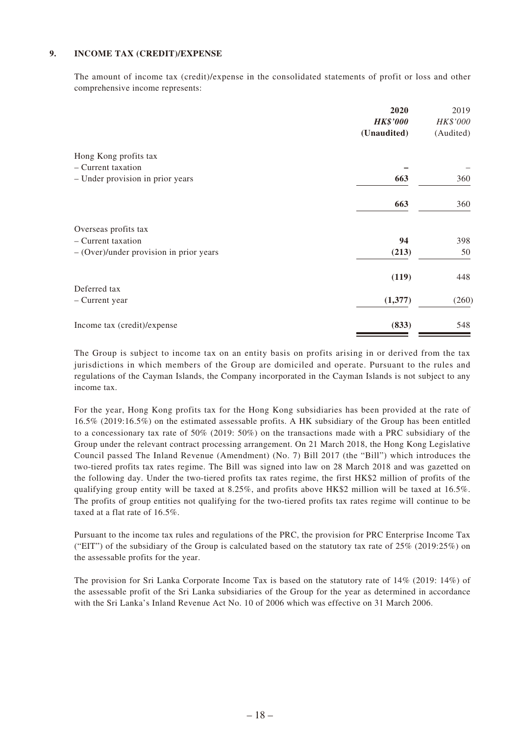### 9. INCOME TAX (CREDIT)/EXPENSE

The amount of income tax (credit)/expense in the consolidated statements of profit or loss and other comprehensive income represents:

| | **2020** | 2019 |
|---|---|---|
| | ***HK$'000*** | *HK$'000* |
| | **(Unaudited)** | (Audited) |
| Hong Kong profits tax | | |
| – Current taxation | **–** | – |
| – Under provision in prior years | **663** | 360 |
| | **663** | 360 |
| Overseas profits tax | | |
| – Current taxation | **94** | 398 |
| – (Over)/under provision in prior years | **(213)** | 50 |
| | **(119)** | 448 |
| Deferred tax | | |
| – Current year | **(1,377)** | (260) |
| Income tax (credit)/expense | **(833)** | 548 |

The Group is subject to income tax on an entity basis on profits arising in or derived from the tax jurisdictions in which members of the Group are domiciled and operate. Pursuant to the rules and regulations of the Cayman Islands, the Company incorporated in the Cayman Islands is not subject to any income tax.

For the year, Hong Kong profits tax for the Hong Kong subsidiaries has been provided at the rate of 16.5% (2019:16.5%) on the estimated assessable profits. A HK subsidiary of the Group has been entitled to a concessionary tax rate of 50% (2019: 50%) on the transactions made with a PRC subsidiary of the Group under the relevant contract processing arrangement. On 21 March 2018, the Hong Kong Legislative Council passed The Inland Revenue (Amendment) (No. 7) Bill 2017 (the "Bill") which introduces the two-tiered profits tax rates regime. The Bill was signed into law on 28 March 2018 and was gazetted on the following day. Under the two-tiered profits tax rates regime, the first HK$2 million of profits of the qualifying group entity will be taxed at 8.25%, and profits above HK$2 million will be taxed at 16.5%. The profits of group entities not qualifying for the two-tiered profits tax rates regime will continue to be taxed at a flat rate of 16.5%.

Pursuant to the income tax rules and regulations of the PRC, the provision for PRC Enterprise Income Tax ("EIT") of the subsidiary of the Group is calculated based on the statutory tax rate of 25% (2019:25%) on the assessable profits for the year.

The provision for Sri Lanka Corporate Income Tax is based on the statutory rate of 14% (2019: 14%) of the assessable profit of the Sri Lanka subsidiaries of the Group for the year as determined in accordance with the Sri Lanka's Inland Revenue Act No. 10 of 2006 which was effective on 31 March 2006.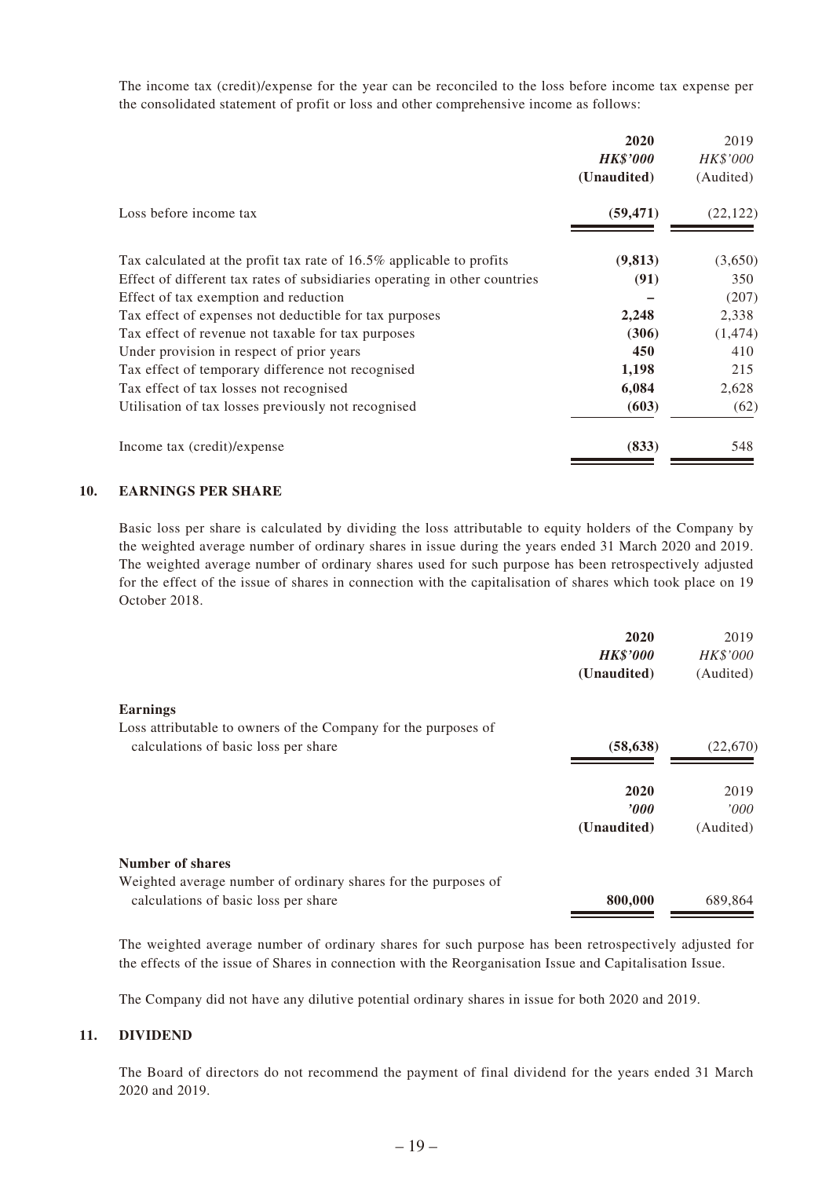The income tax (credit)/expense for the year can be reconciled to the loss before income tax expense per the consolidated statement of profit or loss and other comprehensive income as follows:

| | 2020 | 2019 |
|---|---|---|
| | ***HK$'000*** | *HK$'000* |
| | **(Unaudited)** | (Audited) |
| Loss before income tax | **(59,471)** | (22,122) |
| Tax calculated at the profit tax rate of 16.5% applicable to profits | **(9,813)** | (3,650) |
| Effect of different tax rates of subsidiaries operating in other countries | **(91)** | 350 |
| Effect of tax exemption and reduction | **–** | (207) |
| Tax effect of expenses not deductible for tax purposes | **2,248** | 2,338 |
| Tax effect of revenue not taxable for tax purposes | **(306)** | (1,474) |
| Under provision in respect of prior years | **450** | 410 |
| Tax effect of temporary difference not recognised | **1,198** | 215 |
| Tax effect of tax losses not recognised | **6,084** | 2,628 |
| Utilisation of tax losses previously not recognised | **(603)** | (62) |
| Income tax (credit)/expense | **(833)** | 548 |

## 10. EARNINGS PER SHARE

Basic loss per share is calculated by dividing the loss attributable to equity holders of the Company by the weighted average number of ordinary shares in issue during the years ended 31 March 2020 and 2019. The weighted average number of ordinary shares used for such purpose has been retrospectively adjusted for the effect of the issue of shares in connection with the capitalisation of shares which took place on 19 October 2018.

| | 2020 | 2019 |
|---|---|---|
| | ***HK$'000*** | *HK$'000* |
| | **(Unaudited)** | (Audited) |
| **Earnings** | | |
| Loss attributable to owners of the Company for the purposes of calculations of basic loss per share | **(58,638)** | (22,670) |

| | 2020 | 2019 |
|---|---|---|
| | ***'000*** | *'000* |
| | **(Unaudited)** | (Audited) |
| **Number of shares** | | |
| Weighted average number of ordinary shares for the purposes of calculations of basic loss per share | **800,000** | 689,864 |

The weighted average number of ordinary shares for such purpose has been retrospectively adjusted for the effects of the issue of Shares in connection with the Reorganisation Issue and Capitalisation Issue.

The Company did not have any dilutive potential ordinary shares in issue for both 2020 and 2019.

## 11. DIVIDEND

The Board of directors do not recommend the payment of final dividend for the years ended 31 March 2020 and 2019.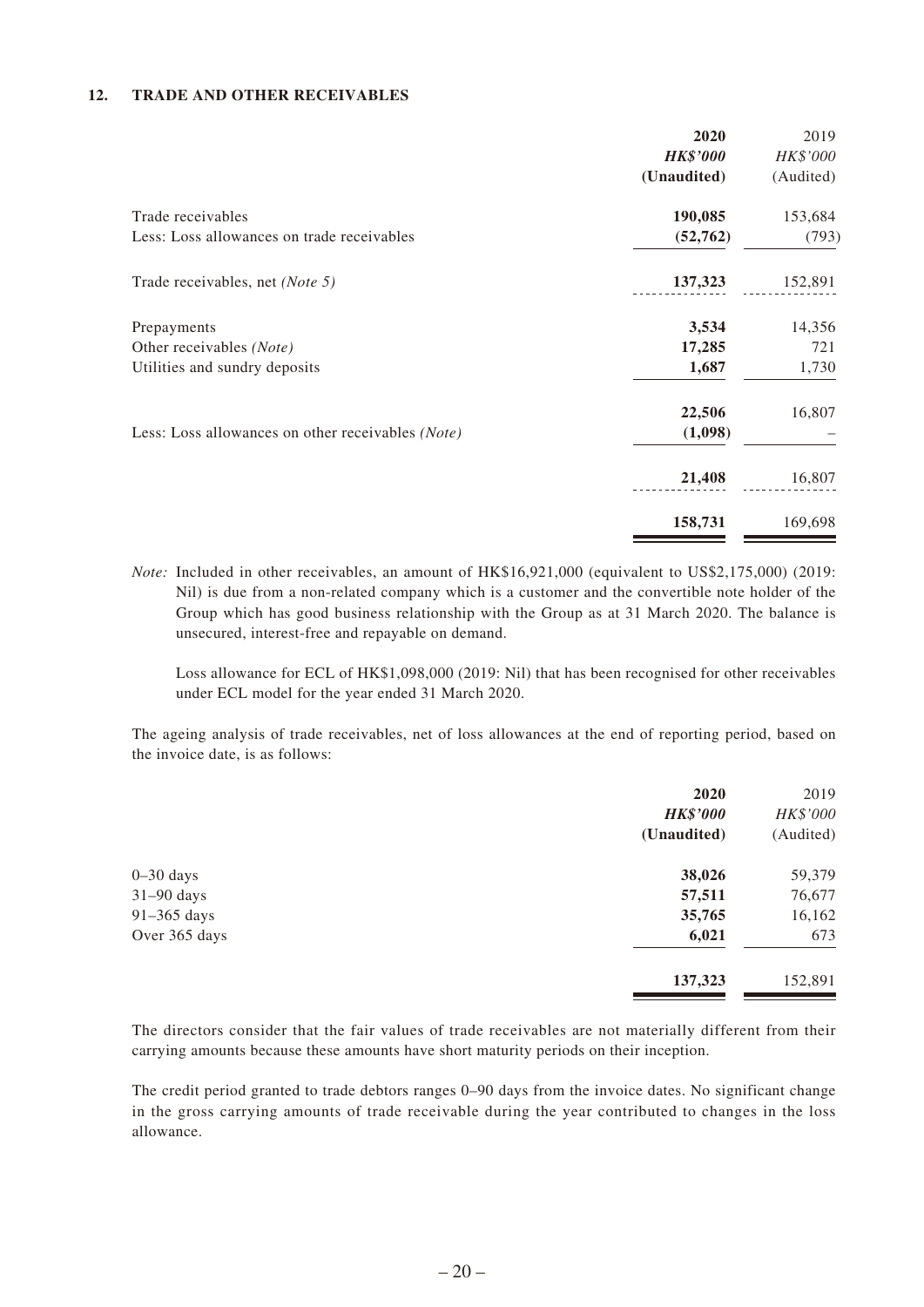## 12. TRADE AND OTHER RECEIVABLES

| | 2020 | 2019 |
|---|---|---|
| | *HK$'000* | *HK$'000* |
| | (Unaudited) | (Audited) |
| Trade receivables | **190,085** | 153,684 |
| Less: Loss allowances on trade receivables | **(52,762)** | (793) |
| Trade receivables, net *(Note 5)* | **137,323** | 152,891 |
| Prepayments | **3,534** | 14,356 |
| Other receivables *(Note)* | **17,285** | 721 |
| Utilities and sundry deposits | **1,687** | 1,730 |
| | **22,506** | 16,807 |
| Less: Loss allowances on other receivables *(Note)* | **(1,098)** | – |
| | **21,408** | 16,807 |
| | **158,731** | 169,698 |

*Note:* Included in other receivables, an amount of HK$16,921,000 (equivalent to US$2,175,000) (2019: Nil) is due from a non-related company which is a customer and the convertible note holder of the Group which has good business relationship with the Group as at 31 March 2020. The balance is unsecured, interest-free and repayable on demand.

Loss allowance for ECL of HK$1,098,000 (2019: Nil) that has been recognised for other receivables under ECL model for the year ended 31 March 2020.

The ageing analysis of trade receivables, net of loss allowances at the end of reporting period, based on the invoice date, is as follows:

| | 2020 | 2019 |
|---|---|---|
| | *HK$'000* | *HK$'000* |
| | (Unaudited) | (Audited) |
| 0–30 days | **38,026** | 59,379 |
| 31–90 days | **57,511** | 76,677 |
| 91–365 days | **35,765** | 16,162 |
| Over 365 days | **6,021** | 673 |
| | **137,323** | 152,891 |

The directors consider that the fair values of trade receivables are not materially different from their carrying amounts because these amounts have short maturity periods on their inception.

The credit period granted to trade debtors ranges 0–90 days from the invoice dates. No significant change in the gross carrying amounts of trade receivable during the year contributed to changes in the loss allowance.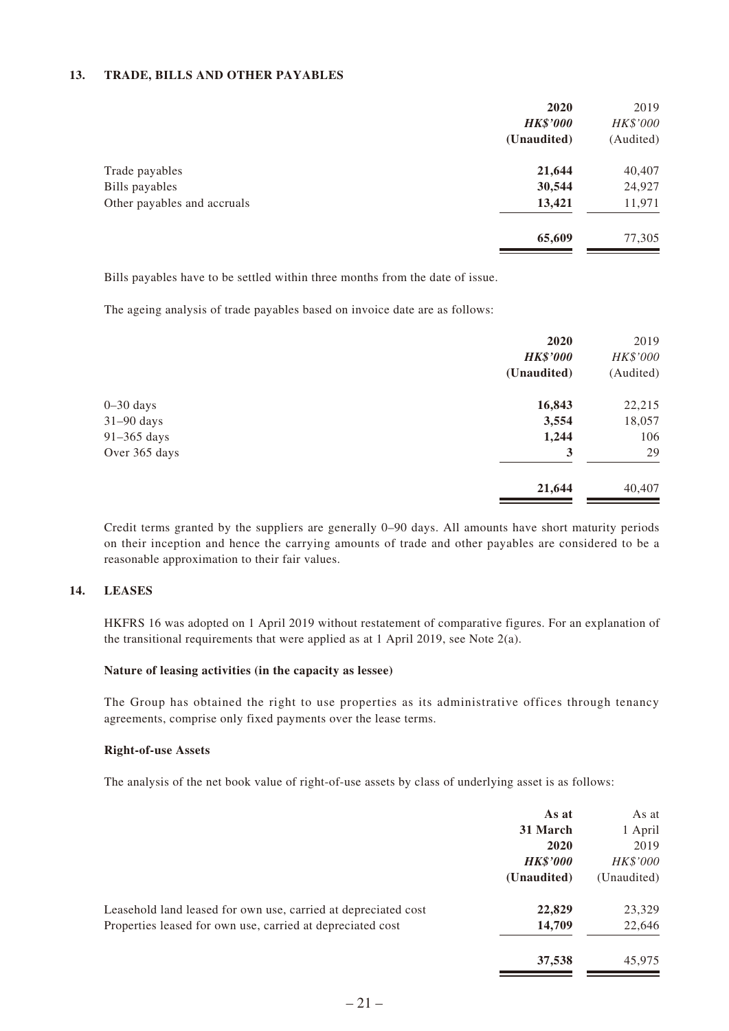## 13. TRADE, BILLS AND OTHER PAYABLES

| | 2020 | 2019 |
|---|---|---|
| | ***HK$'000*** | *HK$'000* |
| | **(Unaudited)** | (Audited) |
| Trade payables | **21,644** | 40,407 |
| Bills payables | **30,544** | 24,927 |
| Other payables and accruals | **13,421** | 11,971 |
| | **65,609** | 77,305 |

Bills payables have to be settled within three months from the date of issue.

The ageing analysis of trade payables based on invoice date are as follows:

| | 2020 | 2019 |
|---|---|---|
| | ***HK$'000*** | *HK$'000* |
| | **(Unaudited)** | (Audited) |
| 0–30 days | **16,843** | 22,215 |
| 31–90 days | **3,554** | 18,057 |
| 91–365 days | **1,244** | 106 |
| Over 365 days | **3** | 29 |
| | **21,644** | 40,407 |

Credit terms granted by the suppliers are generally 0–90 days. All amounts have short maturity periods on their inception and hence the carrying amounts of trade and other payables are considered to be a reasonable approximation to their fair values.

## 14. LEASES

HKFRS 16 was adopted on 1 April 2019 without restatement of comparative figures. For an explanation of the transitional requirements that were applied as at 1 April 2019, see Note 2(a).

**Nature of leasing activities (in the capacity as lessee)**

The Group has obtained the right to use properties as its administrative offices through tenancy agreements, comprise only fixed payments over the lease terms.

**Right-of-use Assets**

The analysis of the net book value of right-of-use assets by class of underlying asset is as follows:

| | As at 31 March 2020 | As at 1 April 2019 |
|---|---|---|
| | ***HK$'000*** | *HK$'000* |
| | **(Unaudited)** | (Unaudited) |
| Leasehold land leased for own use, carried at depreciated cost | **22,829** | 23,329 |
| Properties leased for own use, carried at depreciated cost | **14,709** | 22,646 |
| | **37,538** | 45,975 |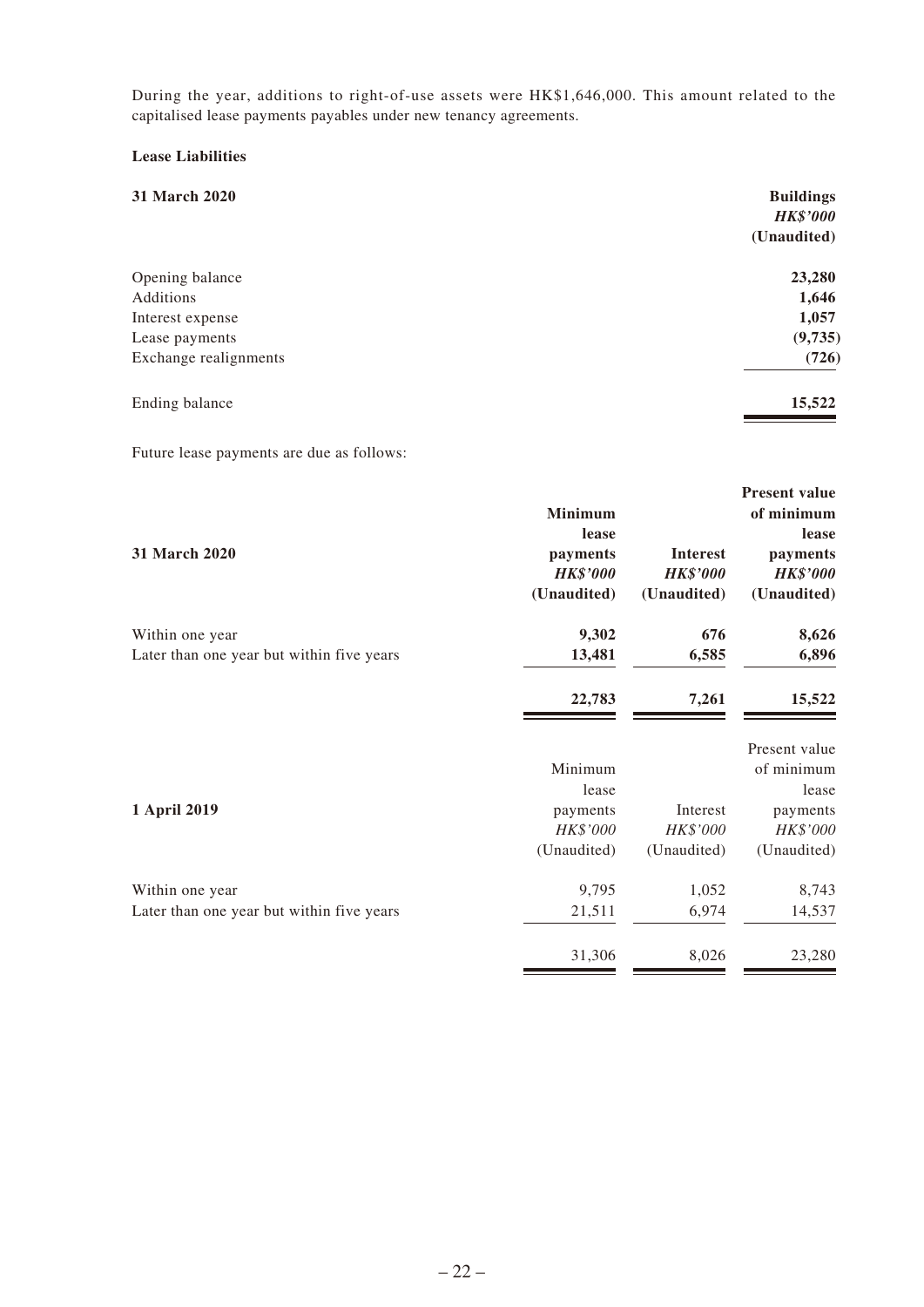During the year, additions to right-of-use assets were HK$1,646,000. This amount related to the capitalised lease payments payables under new tenancy agreements.

**Lease Liabilities**

| **31 March 2020** | **Buildings** |
|---|---|
| | ***HK$'000*** |
| | **(Unaudited)** |
| Opening balance | **23,280** |
| Additions | **1,646** |
| Interest expense | **1,057** |
| Lease payments | **(9,735)** |
| Exchange realignments | **(726)** |
| Ending balance | **15,522** |

Future lease payments are due as follows:

| **31 March 2020** | **Minimum lease payments** | **Interest** | **Present value of minimum lease payments** |
|---|---|---|---|
| | ***HK$'000*** | ***HK$'000*** | ***HK$'000*** |
| | **(Unaudited)** | **(Unaudited)** | **(Unaudited)** |
| Within one year | **9,302** | **676** | **8,626** |
| Later than one year but within five years | **13,481** | **6,585** | **6,896** |
| | **22,783** | **7,261** | **15,522** |

| **1 April 2019** | Minimum lease payments | Interest | Present value of minimum lease payments |
|---|---|---|---|
| | *HK$'000* | *HK$'000* | *HK$'000* |
| | (Unaudited) | (Unaudited) | (Unaudited) |
| Within one year | 9,795 | 1,052 | 8,743 |
| Later than one year but within five years | 21,511 | 6,974 | 14,537 |
| | 31,306 | 8,026 | 23,280 |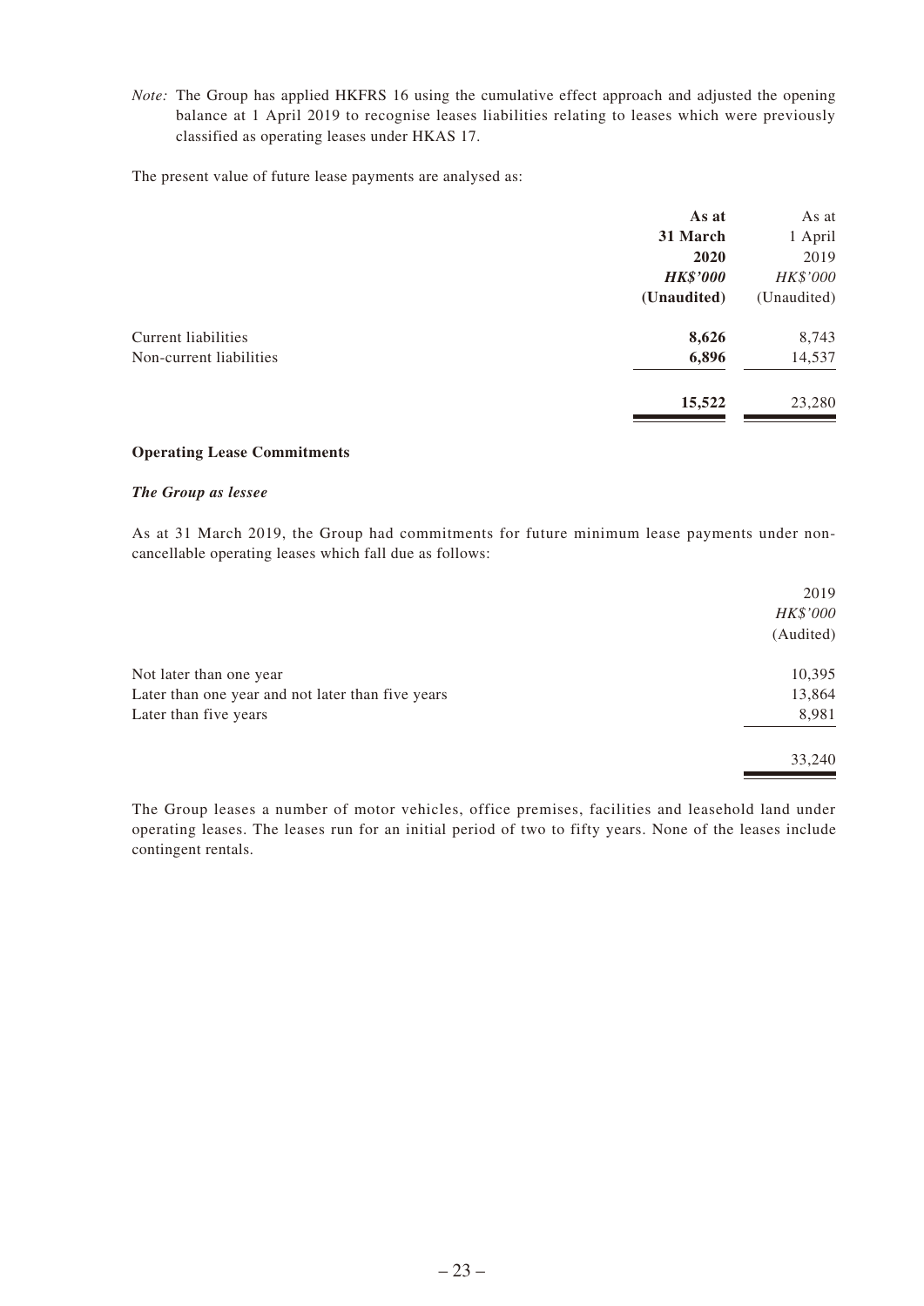*Note:* The Group has applied HKFRS 16 using the cumulative effect approach and adjusted the opening balance at 1 April 2019 to recognise leases liabilities relating to leases which were previously classified as operating leases under HKAS 17.

The present value of future lease payments are analysed as:

| | **As at 31 March 2020** | As at 1 April 2019 |
|---|---|---|
| | ***HK$'000*** | *HK$'000* |
| | **(Unaudited)** | (Unaudited) |
| Current liabilities | **8,626** | 8,743 |
| Non-current liabilities | **6,896** | 14,537 |
| | **15,522** | 23,280 |

**Operating Lease Commitments**

***The Group as lessee***

As at 31 March 2019, the Group had commitments for future minimum lease payments under non-cancellable operating leases which fall due as follows:

| | 2019 |
|---|---|
| | *HK$'000* |
| | (Audited) |
| Not later than one year | 10,395 |
| Later than one year and not later than five years | 13,864 |
| Later than five years | 8,981 |
| | 33,240 |

The Group leases a number of motor vehicles, office premises, facilities and leasehold land under operating leases. The leases run for an initial period of two to fifty years. None of the leases include contingent rentals.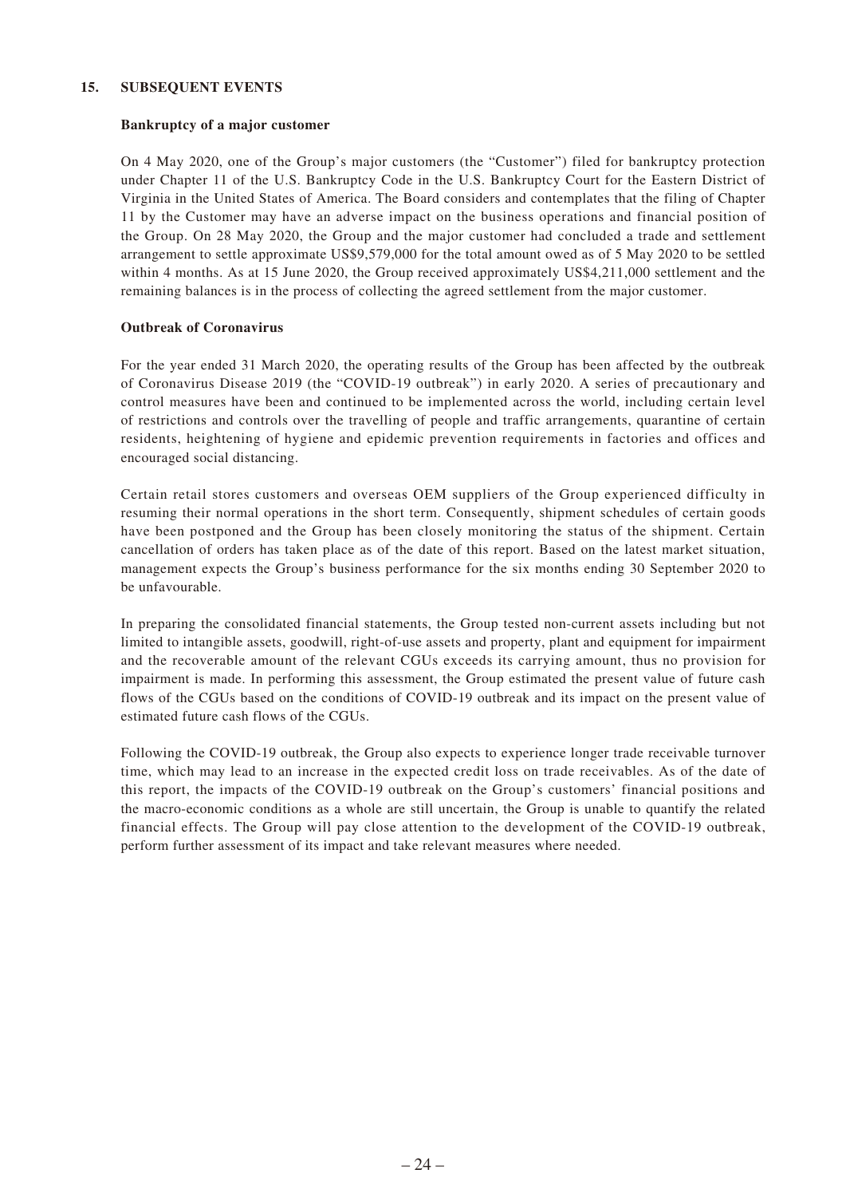## 15. SUBSEQUENT EVENTS

**Bankruptcy of a major customer**

On 4 May 2020, one of the Group's major customers (the "Customer") filed for bankruptcy protection under Chapter 11 of the U.S. Bankruptcy Code in the U.S. Bankruptcy Court for the Eastern District of Virginia in the United States of America. The Board considers and contemplates that the filing of Chapter 11 by the Customer may have an adverse impact on the business operations and financial position of the Group. On 28 May 2020, the Group and the major customer had concluded a trade and settlement arrangement to settle approximate US$9,579,000 for the total amount owed as of 5 May 2020 to be settled within 4 months. As at 15 June 2020, the Group received approximately US$4,211,000 settlement and the remaining balances is in the process of collecting the agreed settlement from the major customer.

**Outbreak of Coronavirus**

For the year ended 31 March 2020, the operating results of the Group has been affected by the outbreak of Coronavirus Disease 2019 (the "COVID-19 outbreak") in early 2020. A series of precautionary and control measures have been and continued to be implemented across the world, including certain level of restrictions and controls over the travelling of people and traffic arrangements, quarantine of certain residents, heightening of hygiene and epidemic prevention requirements in factories and offices and encouraged social distancing.

Certain retail stores customers and overseas OEM suppliers of the Group experienced difficulty in resuming their normal operations in the short term. Consequently, shipment schedules of certain goods have been postponed and the Group has been closely monitoring the status of the shipment. Certain cancellation of orders has taken place as of the date of this report. Based on the latest market situation, management expects the Group's business performance for the six months ending 30 September 2020 to be unfavourable.

In preparing the consolidated financial statements, the Group tested non-current assets including but not limited to intangible assets, goodwill, right-of-use assets and property, plant and equipment for impairment and the recoverable amount of the relevant CGUs exceeds its carrying amount, thus no provision for impairment is made. In performing this assessment, the Group estimated the present value of future cash flows of the CGUs based on the conditions of COVID-19 outbreak and its impact on the present value of estimated future cash flows of the CGUs.

Following the COVID-19 outbreak, the Group also expects to experience longer trade receivable turnover time, which may lead to an increase in the expected credit loss on trade receivables. As of the date of this report, the impacts of the COVID-19 outbreak on the Group's customers' financial positions and the macro-economic conditions as a whole are still uncertain, the Group is unable to quantify the related financial effects. The Group will pay close attention to the development of the COVID-19 outbreak, perform further assessment of its impact and take relevant measures where needed.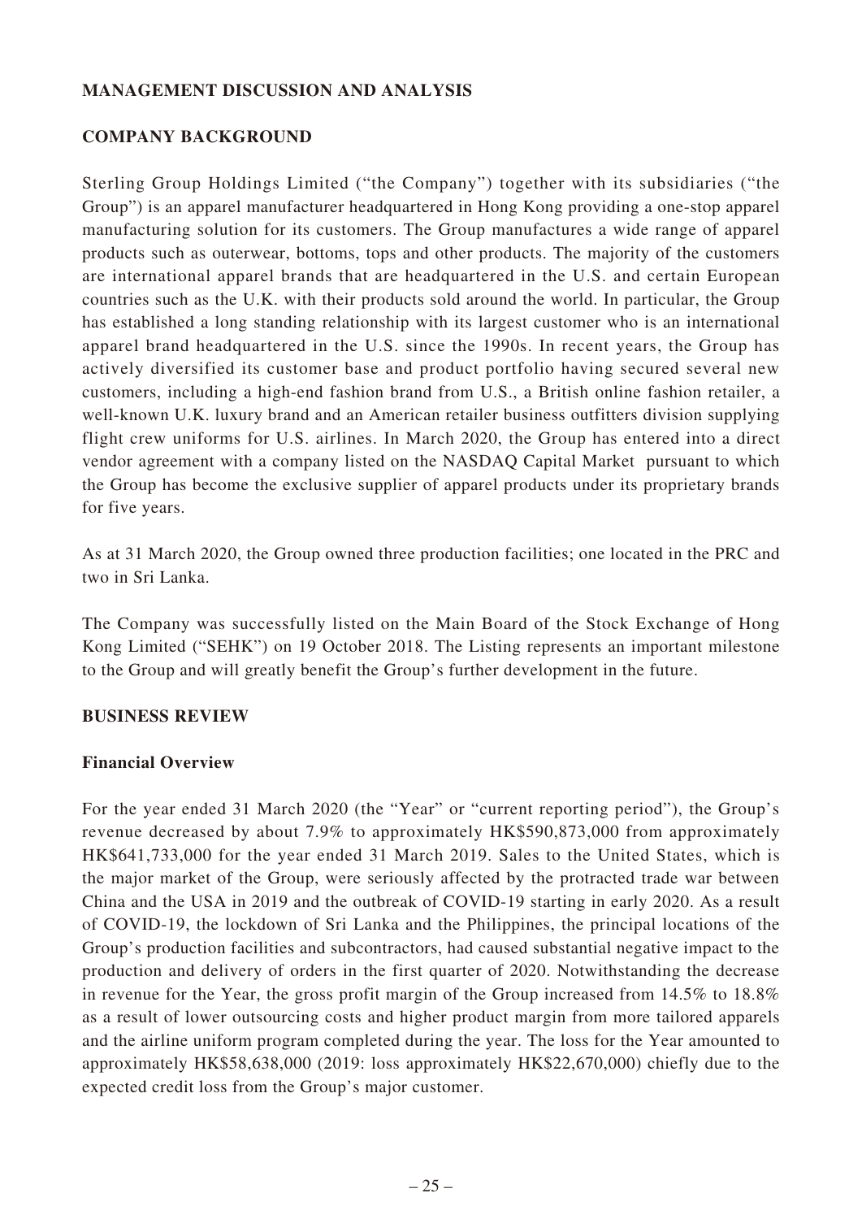## MANAGEMENT DISCUSSION AND ANALYSIS

## COMPANY BACKGROUND

Sterling Group Holdings Limited ("the Company") together with its subsidiaries ("the Group") is an apparel manufacturer headquartered in Hong Kong providing a one-stop apparel manufacturing solution for its customers. The Group manufactures a wide range of apparel products such as outerwear, bottoms, tops and other products. The majority of the customers are international apparel brands that are headquartered in the U.S. and certain European countries such as the U.K. with their products sold around the world. In particular, the Group has established a long standing relationship with its largest customer who is an international apparel brand headquartered in the U.S. since the 1990s. In recent years, the Group has actively diversified its customer base and product portfolio having secured several new customers, including a high-end fashion brand from U.S., a British online fashion retailer, a well-known U.K. luxury brand and an American retailer business outfitters division supplying flight crew uniforms for U.S. airlines. In March 2020, the Group has entered into a direct vendor agreement with a company listed on the NASDAQ Capital Market pursuant to which the Group has become the exclusive supplier of apparel products under its proprietary brands for five years.

As at 31 March 2020, the Group owned three production facilities; one located in the PRC and two in Sri Lanka.

The Company was successfully listed on the Main Board of the Stock Exchange of Hong Kong Limited ("SEHK") on 19 October 2018. The Listing represents an important milestone to the Group and will greatly benefit the Group's further development in the future.

## BUSINESS REVIEW

### Financial Overview

For the year ended 31 March 2020 (the "Year" or "current reporting period"), the Group's revenue decreased by about 7.9% to approximately HK$590,873,000 from approximately HK$641,733,000 for the year ended 31 March 2019. Sales to the United States, which is the major market of the Group, were seriously affected by the protracted trade war between China and the USA in 2019 and the outbreak of COVID-19 starting in early 2020. As a result of COVID-19, the lockdown of Sri Lanka and the Philippines, the principal locations of the Group's production facilities and subcontractors, had caused substantial negative impact to the production and delivery of orders in the first quarter of 2020. Notwithstanding the decrease in revenue for the Year, the gross profit margin of the Group increased from 14.5% to 18.8% as a result of lower outsourcing costs and higher product margin from more tailored apparels and the airline uniform program completed during the year. The loss for the Year amounted to approximately HK$58,638,000 (2019: loss approximately HK$22,670,000) chiefly due to the expected credit loss from the Group's major customer.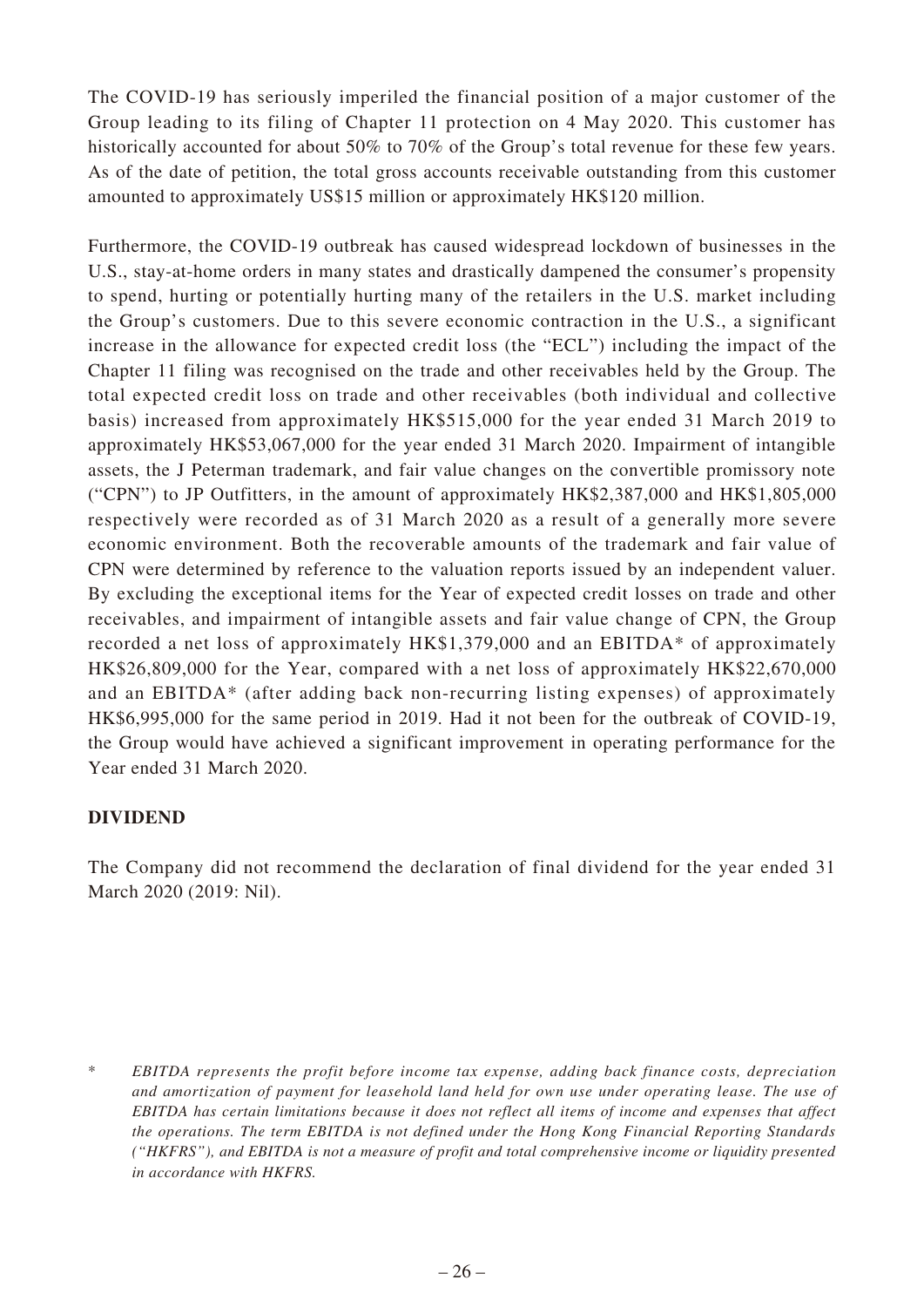The COVID-19 has seriously imperiled the financial position of a major customer of the Group leading to its filing of Chapter 11 protection on 4 May 2020. This customer has historically accounted for about 50% to 70% of the Group's total revenue for these few years. As of the date of petition, the total gross accounts receivable outstanding from this customer amounted to approximately US$15 million or approximately HK$120 million.

Furthermore, the COVID-19 outbreak has caused widespread lockdown of businesses in the U.S., stay-at-home orders in many states and drastically dampened the consumer's propensity to spend, hurting or potentially hurting many of the retailers in the U.S. market including the Group's customers. Due to this severe economic contraction in the U.S., a significant increase in the allowance for expected credit loss (the "ECL") including the impact of the Chapter 11 filing was recognised on the trade and other receivables held by the Group. The total expected credit loss on trade and other receivables (both individual and collective basis) increased from approximately HK$515,000 for the year ended 31 March 2019 to approximately HK$53,067,000 for the year ended 31 March 2020. Impairment of intangible assets, the J Peterman trademark, and fair value changes on the convertible promissory note ("CPN") to JP Outfitters, in the amount of approximately HK$2,387,000 and HK$1,805,000 respectively were recorded as of 31 March 2020 as a result of a generally more severe economic environment. Both the recoverable amounts of the trademark and fair value of CPN were determined by reference to the valuation reports issued by an independent valuer. By excluding the exceptional items for the Year of expected credit losses on trade and other receivables, and impairment of intangible assets and fair value change of CPN, the Group recorded a net loss of approximately HK$1,379,000 and an EBITDA* of approximately HK$26,809,000 for the Year, compared with a net loss of approximately HK$22,670,000 and an EBITDA* (after adding back non-recurring listing expenses) of approximately HK$6,995,000 for the same period in 2019. Had it not been for the outbreak of COVID-19, the Group would have achieved a significant improvement in operating performance for the Year ended 31 March 2020.

## DIVIDEND

The Company did not recommend the declaration of final dividend for the year ended 31 March 2020 (2019: Nil).

\* *EBITDA represents the profit before income tax expense, adding back finance costs, depreciation and amortization of payment for leasehold land held for own use under operating lease. The use of EBITDA has certain limitations because it does not reflect all items of income and expenses that affect the operations. The term EBITDA is not defined under the Hong Kong Financial Reporting Standards ("HKFRS"), and EBITDA is not a measure of profit and total comprehensive income or liquidity presented in accordance with HKFRS.*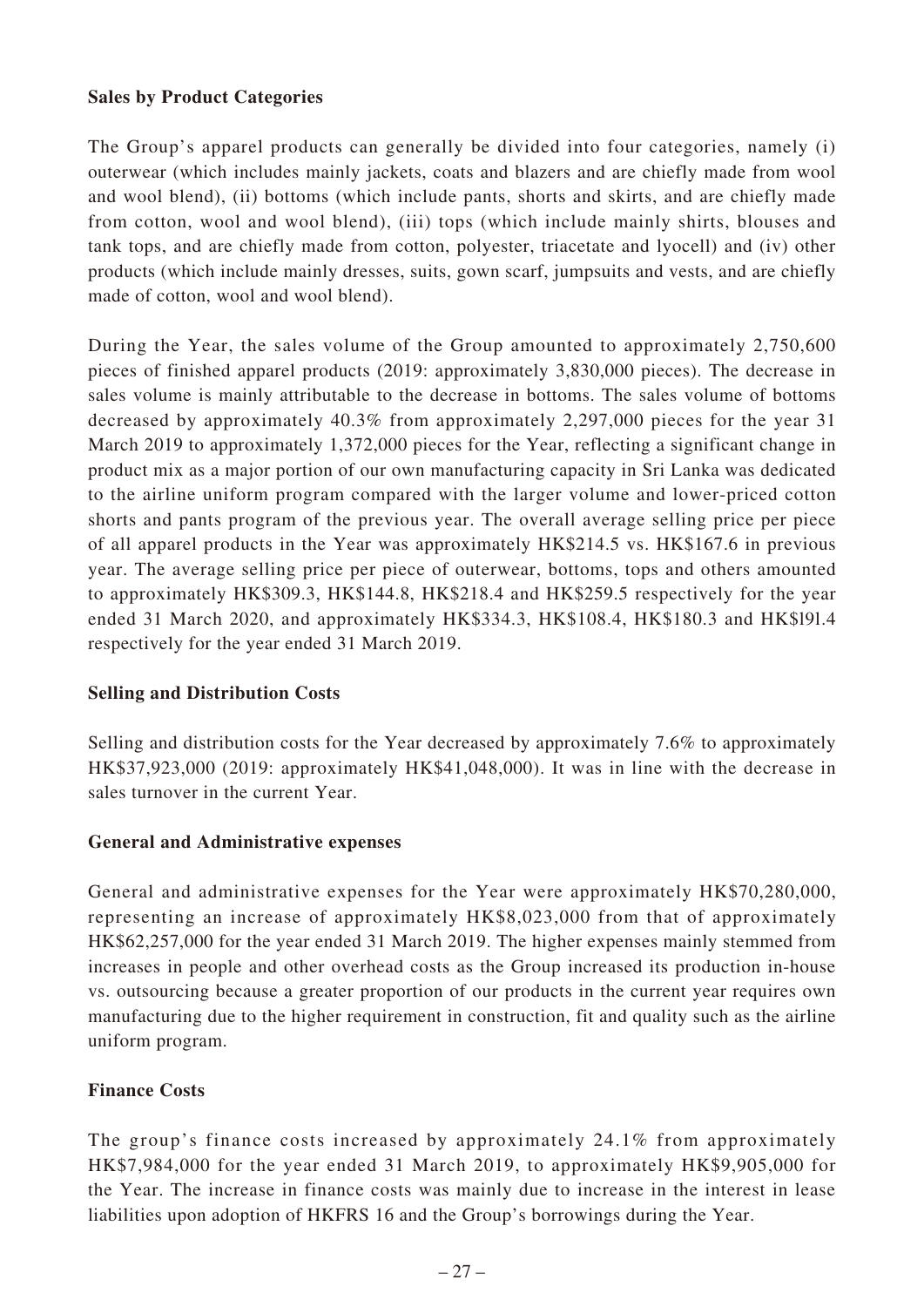**Sales by Product Categories**

The Group's apparel products can generally be divided into four categories, namely (i) outerwear (which includes mainly jackets, coats and blazers and are chiefly made from wool and wool blend), (ii) bottoms (which include pants, shorts and skirts, and are chiefly made from cotton, wool and wool blend), (iii) tops (which include mainly shirts, blouses and tank tops, and are chiefly made from cotton, polyester, triacetate and lyocell) and (iv) other products (which include mainly dresses, suits, gown scarf, jumpsuits and vests, and are chiefly made of cotton, wool and wool blend).

During the Year, the sales volume of the Group amounted to approximately 2,750,600 pieces of finished apparel products (2019: approximately 3,830,000 pieces). The decrease in sales volume is mainly attributable to the decrease in bottoms. The sales volume of bottoms decreased by approximately 40.3% from approximately 2,297,000 pieces for the year 31 March 2019 to approximately 1,372,000 pieces for the Year, reflecting a significant change in product mix as a major portion of our own manufacturing capacity in Sri Lanka was dedicated to the airline uniform program compared with the larger volume and lower-priced cotton shorts and pants program of the previous year. The overall average selling price per piece of all apparel products in the Year was approximately HK$214.5 vs. HK$167.6 in previous year. The average selling price per piece of outerwear, bottoms, tops and others amounted to approximately HK$309.3, HK$144.8, HK$218.4 and HK$259.5 respectively for the year ended 31 March 2020, and approximately HK$334.3, HK$108.4, HK$180.3 and HK$191.4 respectively for the year ended 31 March 2019.

**Selling and Distribution Costs**

Selling and distribution costs for the Year decreased by approximately 7.6% to approximately HK$37,923,000 (2019: approximately HK$41,048,000). It was in line with the decrease in sales turnover in the current Year.

**General and Administrative expenses**

General and administrative expenses for the Year were approximately HK$70,280,000, representing an increase of approximately HK$8,023,000 from that of approximately HK$62,257,000 for the year ended 31 March 2019. The higher expenses mainly stemmed from increases in people and other overhead costs as the Group increased its production in-house vs. outsourcing because a greater proportion of our products in the current year requires own manufacturing due to the higher requirement in construction, fit and quality such as the airline uniform program.

**Finance Costs**

The group's finance costs increased by approximately 24.1% from approximately HK$7,984,000 for the year ended 31 March 2019, to approximately HK$9,905,000 for the Year. The increase in finance costs was mainly due to increase in the interest in lease liabilities upon adoption of HKFRS 16 and the Group's borrowings during the Year.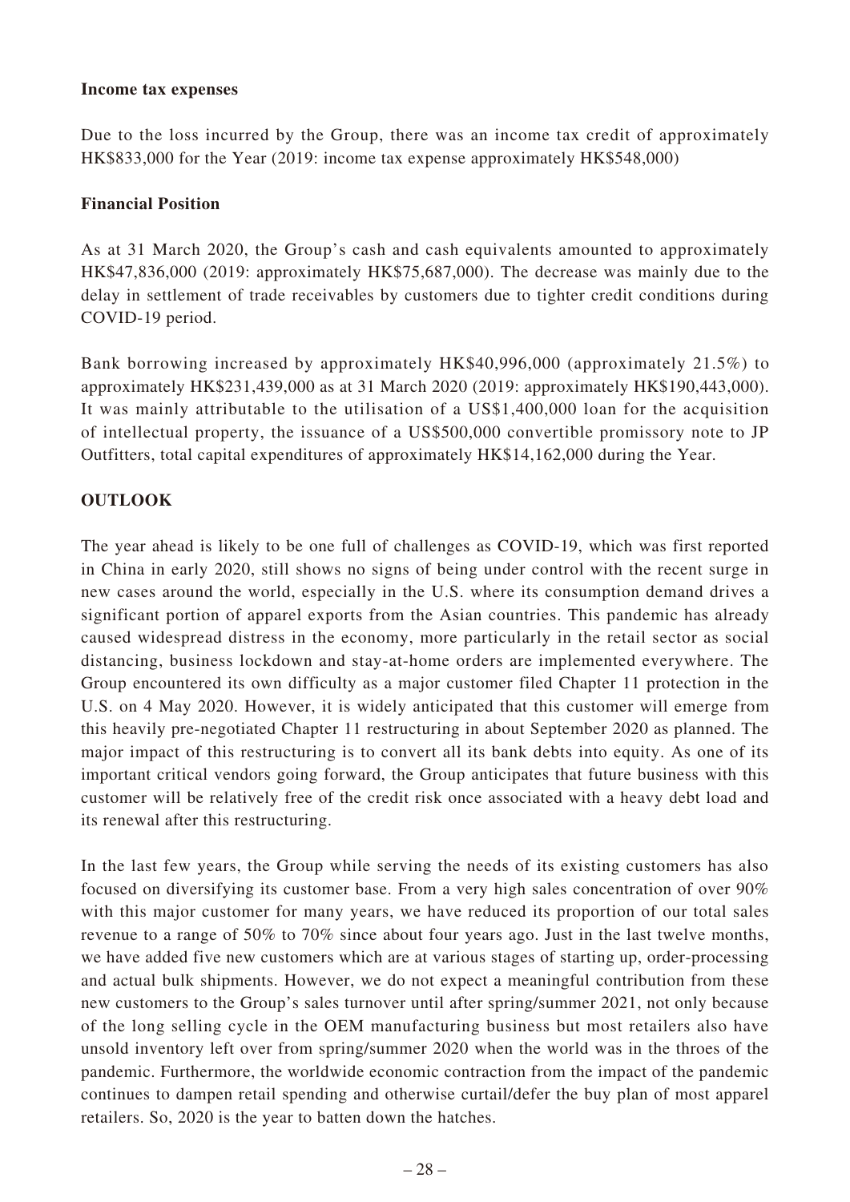**Income tax expenses**

Due to the loss incurred by the Group, there was an income tax credit of approximately HK$833,000 for the Year (2019: income tax expense approximately HK$548,000)

**Financial Position**

As at 31 March 2020, the Group's cash and cash equivalents amounted to approximately HK$47,836,000 (2019: approximately HK$75,687,000). The decrease was mainly due to the delay in settlement of trade receivables by customers due to tighter credit conditions during COVID-19 period.

Bank borrowing increased by approximately HK$40,996,000 (approximately 21.5%) to approximately HK$231,439,000 as at 31 March 2020 (2019: approximately HK$190,443,000). It was mainly attributable to the utilisation of a US$1,400,000 loan for the acquisition of intellectual property, the issuance of a US$500,000 convertible promissory note to JP Outfitters, total capital expenditures of approximately HK$14,162,000 during the Year.

## OUTLOOK

The year ahead is likely to be one full of challenges as COVID-19, which was first reported in China in early 2020, still shows no signs of being under control with the recent surge in new cases around the world, especially in the U.S. where its consumption demand drives a significant portion of apparel exports from the Asian countries. This pandemic has already caused widespread distress in the economy, more particularly in the retail sector as social distancing, business lockdown and stay-at-home orders are implemented everywhere. The Group encountered its own difficulty as a major customer filed Chapter 11 protection in the U.S. on 4 May 2020. However, it is widely anticipated that this customer will emerge from this heavily pre-negotiated Chapter 11 restructuring in about September 2020 as planned. The major impact of this restructuring is to convert all its bank debts into equity. As one of its important critical vendors going forward, the Group anticipates that future business with this customer will be relatively free of the credit risk once associated with a heavy debt load and its renewal after this restructuring.

In the last few years, the Group while serving the needs of its existing customers has also focused on diversifying its customer base. From a very high sales concentration of over 90% with this major customer for many years, we have reduced its proportion of our total sales revenue to a range of 50% to 70% since about four years ago. Just in the last twelve months, we have added five new customers which are at various stages of starting up, order-processing and actual bulk shipments. However, we do not expect a meaningful contribution from these new customers to the Group's sales turnover until after spring/summer 2021, not only because of the long selling cycle in the OEM manufacturing business but most retailers also have unsold inventory left over from spring/summer 2020 when the world was in the throes of the pandemic. Furthermore, the worldwide economic contraction from the impact of the pandemic continues to dampen retail spending and otherwise curtail/defer the buy plan of most apparel retailers. So, 2020 is the year to batten down the hatches.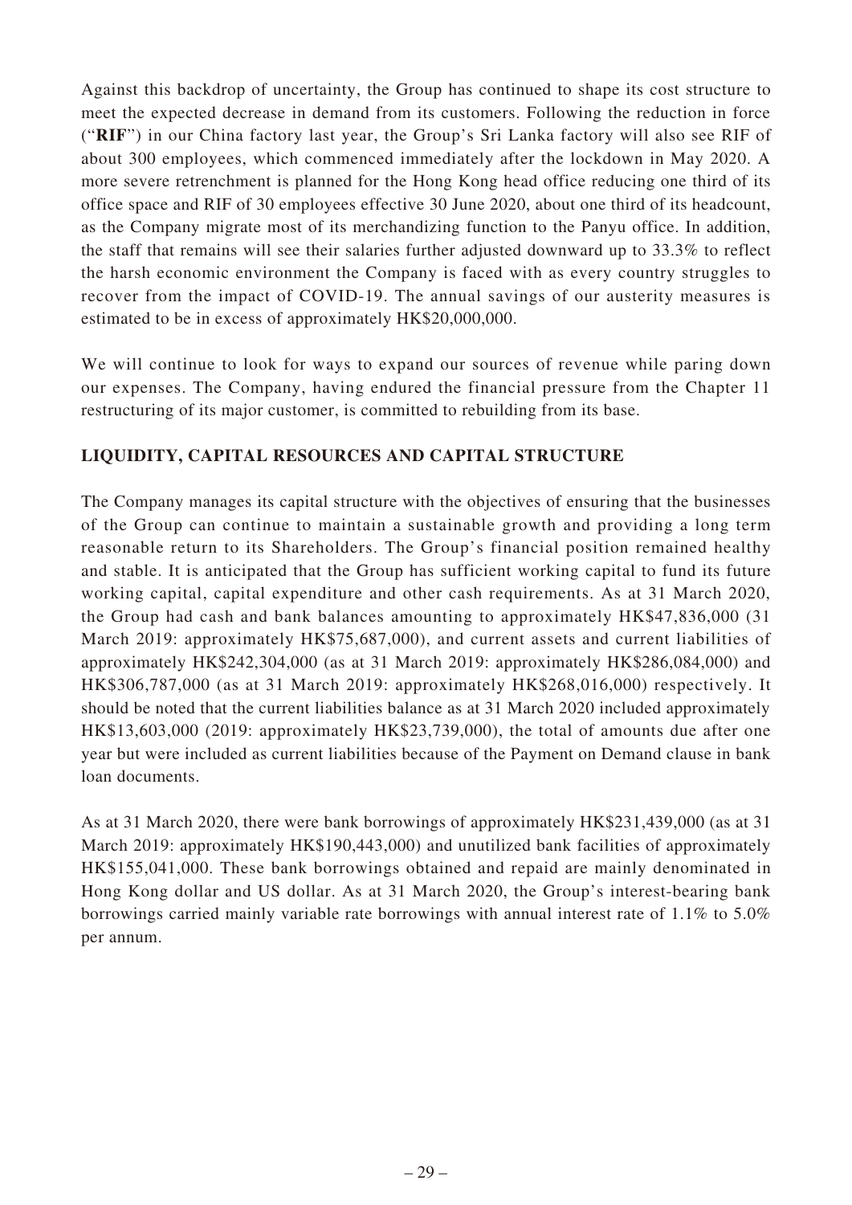Against this backdrop of uncertainty, the Group has continued to shape its cost structure to meet the expected decrease in demand from its customers. Following the reduction in force ("**RIF**") in our China factory last year, the Group's Sri Lanka factory will also see RIF of about 300 employees, which commenced immediately after the lockdown in May 2020. A more severe retrenchment is planned for the Hong Kong head office reducing one third of its office space and RIF of 30 employees effective 30 June 2020, about one third of its headcount, as the Company migrate most of its merchandizing function to the Panyu office. In addition, the staff that remains will see their salaries further adjusted downward up to 33.3% to reflect the harsh economic environment the Company is faced with as every country struggles to recover from the impact of COVID-19. The annual savings of our austerity measures is estimated to be in excess of approximately HK$20,000,000.

We will continue to look for ways to expand our sources of revenue while paring down our expenses. The Company, having endured the financial pressure from the Chapter 11 restructuring of its major customer, is committed to rebuilding from its base.

## LIQUIDITY, CAPITAL RESOURCES AND CAPITAL STRUCTURE

The Company manages its capital structure with the objectives of ensuring that the businesses of the Group can continue to maintain a sustainable growth and providing a long term reasonable return to its Shareholders. The Group's financial position remained healthy and stable. It is anticipated that the Group has sufficient working capital to fund its future working capital, capital expenditure and other cash requirements. As at 31 March 2020, the Group had cash and bank balances amounting to approximately HK$47,836,000 (31 March 2019: approximately HK$75,687,000), and current assets and current liabilities of approximately HK$242,304,000 (as at 31 March 2019: approximately HK$286,084,000) and HK$306,787,000 (as at 31 March 2019: approximately HK$268,016,000) respectively. It should be noted that the current liabilities balance as at 31 March 2020 included approximately HK$13,603,000 (2019: approximately HK$23,739,000), the total of amounts due after one year but were included as current liabilities because of the Payment on Demand clause in bank loan documents.

As at 31 March 2020, there were bank borrowings of approximately HK$231,439,000 (as at 31 March 2019: approximately HK$190,443,000) and unutilized bank facilities of approximately HK$155,041,000. These bank borrowings obtained and repaid are mainly denominated in Hong Kong dollar and US dollar. As at 31 March 2020, the Group's interest-bearing bank borrowings carried mainly variable rate borrowings with annual interest rate of 1.1% to 5.0% per annum.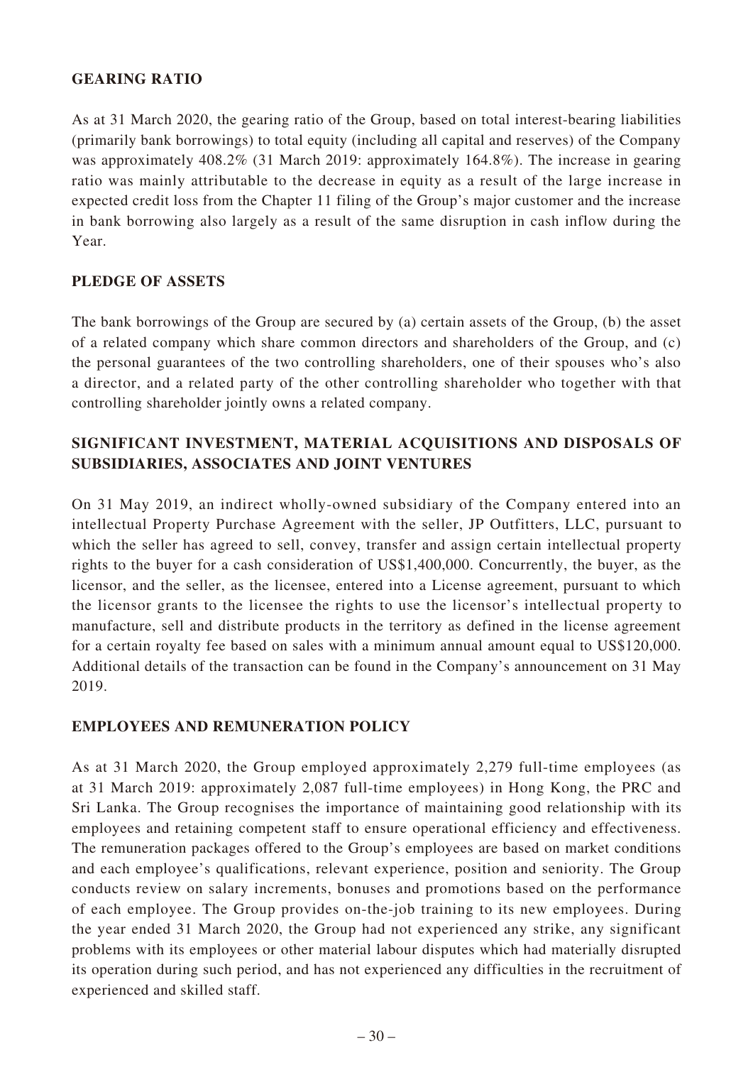## GEARING RATIO

As at 31 March 2020, the gearing ratio of the Group, based on total interest-bearing liabilities (primarily bank borrowings) to total equity (including all capital and reserves) of the Company was approximately 408.2% (31 March 2019: approximately 164.8%). The increase in gearing ratio was mainly attributable to the decrease in equity as a result of the large increase in expected credit loss from the Chapter 11 filing of the Group's major customer and the increase in bank borrowing also largely as a result of the same disruption in cash inflow during the Year.

## PLEDGE OF ASSETS

The bank borrowings of the Group are secured by (a) certain assets of the Group, (b) the asset of a related company which share common directors and shareholders of the Group, and (c) the personal guarantees of the two controlling shareholders, one of their spouses who's also a director, and a related party of the other controlling shareholder who together with that controlling shareholder jointly owns a related company.

## SIGNIFICANT INVESTMENT, MATERIAL ACQUISITIONS AND DISPOSALS OF SUBSIDIARIES, ASSOCIATES AND JOINT VENTURES

On 31 May 2019, an indirect wholly-owned subsidiary of the Company entered into an intellectual Property Purchase Agreement with the seller, JP Outfitters, LLC, pursuant to which the seller has agreed to sell, convey, transfer and assign certain intellectual property rights to the buyer for a cash consideration of US$1,400,000. Concurrently, the buyer, as the licensor, and the seller, as the licensee, entered into a License agreement, pursuant to which the licensor grants to the licensee the rights to use the licensor's intellectual property to manufacture, sell and distribute products in the territory as defined in the license agreement for a certain royalty fee based on sales with a minimum annual amount equal to US$120,000. Additional details of the transaction can be found in the Company's announcement on 31 May 2019.

## EMPLOYEES AND REMUNERATION POLICY

As at 31 March 2020, the Group employed approximately 2,279 full-time employees (as at 31 March 2019: approximately 2,087 full-time employees) in Hong Kong, the PRC and Sri Lanka. The Group recognises the importance of maintaining good relationship with its employees and retaining competent staff to ensure operational efficiency and effectiveness. The remuneration packages offered to the Group's employees are based on market conditions and each employee's qualifications, relevant experience, position and seniority. The Group conducts review on salary increments, bonuses and promotions based on the performance of each employee. The Group provides on-the-job training to its new employees. During the year ended 31 March 2020, the Group had not experienced any strike, any significant problems with its employees or other material labour disputes which had materially disrupted its operation during such period, and has not experienced any difficulties in the recruitment of experienced and skilled staff.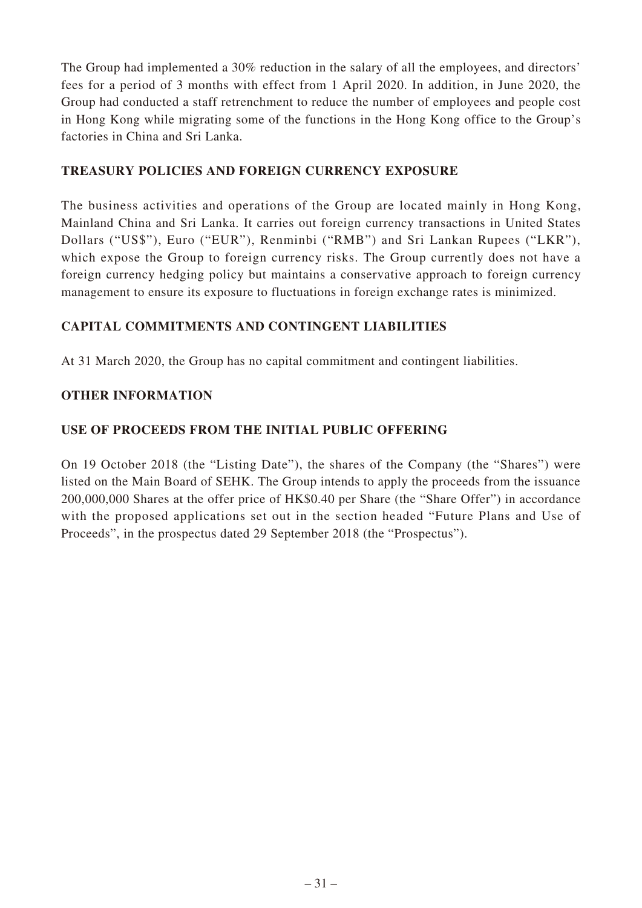The Group had implemented a 30% reduction in the salary of all the employees, and directors' fees for a period of 3 months with effect from 1 April 2020. In addition, in June 2020, the Group had conducted a staff retrenchment to reduce the number of employees and people cost in Hong Kong while migrating some of the functions in the Hong Kong office to the Group's factories in China and Sri Lanka.

## TREASURY POLICIES AND FOREIGN CURRENCY EXPOSURE

The business activities and operations of the Group are located mainly in Hong Kong, Mainland China and Sri Lanka. It carries out foreign currency transactions in United States Dollars ("US$"), Euro ("EUR"), Renminbi ("RMB") and Sri Lankan Rupees ("LKR"), which expose the Group to foreign currency risks. The Group currently does not have a foreign currency hedging policy but maintains a conservative approach to foreign currency management to ensure its exposure to fluctuations in foreign exchange rates is minimized.

## CAPITAL COMMITMENTS AND CONTINGENT LIABILITIES

At 31 March 2020, the Group has no capital commitment and contingent liabilities.

## OTHER INFORMATION

## USE OF PROCEEDS FROM THE INITIAL PUBLIC OFFERING

On 19 October 2018 (the "Listing Date"), the shares of the Company (the "Shares") were listed on the Main Board of SEHK. The Group intends to apply the proceeds from the issuance 200,000,000 Shares at the offer price of HK$0.40 per Share (the "Share Offer") in accordance with the proposed applications set out in the section headed "Future Plans and Use of Proceeds", in the prospectus dated 29 September 2018 (the "Prospectus").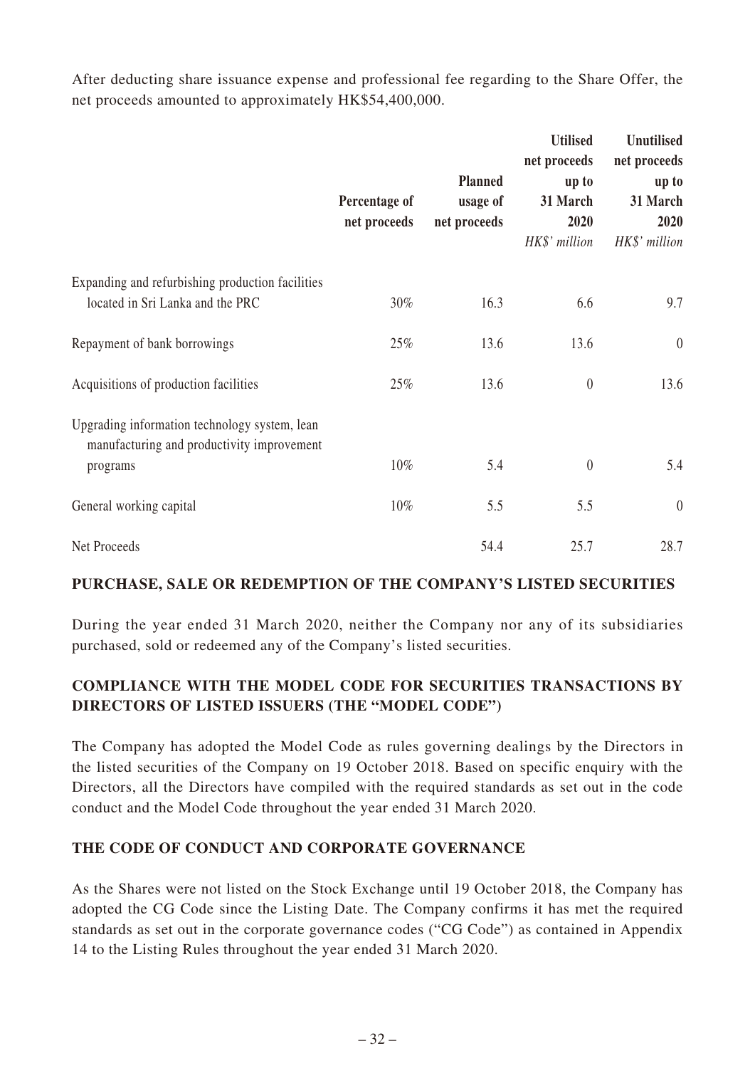After deducting share issuance expense and professional fee regarding to the Share Offer, the net proceeds amounted to approximately HK$54,400,000.

| | Percentage of net proceeds | Planned usage of net proceeds | Utilised net proceeds up to 31 March 2020 *HK$' million* | Unutilised net proceeds up to 31 March 2020 *HK$' million* |
|---|---|---|---|---|
| Expanding and refurbishing production facilities located in Sri Lanka and the PRC | 30% | 16.3 | 6.6 | 9.7 |
| Repayment of bank borrowings | 25% | 13.6 | 13.6 | 0 |
| Acquisitions of production facilities | 25% | 13.6 | 0 | 13.6 |
| Upgrading information technology system, lean manufacturing and productivity improvement programs | 10% | 5.4 | 0 | 5.4 |
| General working capital | 10% | 5.5 | 5.5 | 0 |
| Net Proceeds | | 54.4 | 25.7 | 28.7 |

## PURCHASE, SALE OR REDEMPTION OF THE COMPANY'S LISTED SECURITIES

During the year ended 31 March 2020, neither the Company nor any of its subsidiaries purchased, sold or redeemed any of the Company's listed securities.

## COMPLIANCE WITH THE MODEL CODE FOR SECURITIES TRANSACTIONS BY DIRECTORS OF LISTED ISSUERS (THE "MODEL CODE")

The Company has adopted the Model Code as rules governing dealings by the Directors in the listed securities of the Company on 19 October 2018. Based on specific enquiry with the Directors, all the Directors have compiled with the required standards as set out in the code conduct and the Model Code throughout the year ended 31 March 2020.

## THE CODE OF CONDUCT AND CORPORATE GOVERNANCE

As the Shares were not listed on the Stock Exchange until 19 October 2018, the Company has adopted the CG Code since the Listing Date. The Company confirms it has met the required standards as set out in the corporate governance codes ("CG Code") as contained in Appendix 14 to the Listing Rules throughout the year ended 31 March 2020.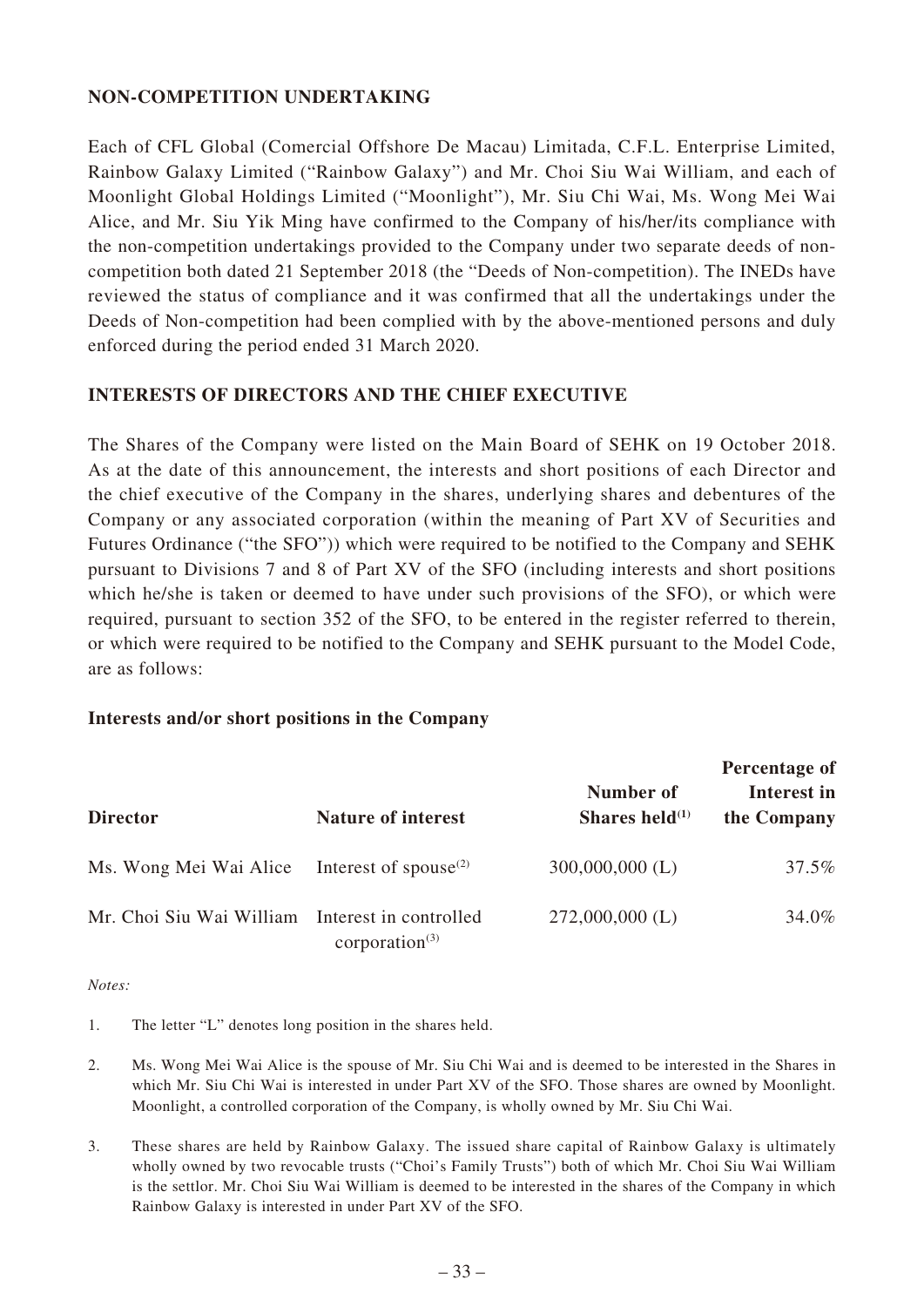## NON-COMPETITION UNDERTAKING

Each of CFL Global (Comercial Offshore De Macau) Limitada, C.F.L. Enterprise Limited, Rainbow Galaxy Limited ("Rainbow Galaxy") and Mr. Choi Siu Wai William, and each of Moonlight Global Holdings Limited ("Moonlight"), Mr. Siu Chi Wai, Ms. Wong Mei Wai Alice, and Mr. Siu Yik Ming have confirmed to the Company of his/her/its compliance with the non-competition undertakings provided to the Company under two separate deeds of non-competition both dated 21 September 2018 (the "Deeds of Non-competition). The INEDs have reviewed the status of compliance and it was confirmed that all the undertakings under the Deeds of Non-competition had been complied with by the above-mentioned persons and duly enforced during the period ended 31 March 2020.

## INTERESTS OF DIRECTORS AND THE CHIEF EXECUTIVE

The Shares of the Company were listed on the Main Board of SEHK on 19 October 2018. As at the date of this announcement, the interests and short positions of each Director and the chief executive of the Company in the shares, underlying shares and debentures of the Company or any associated corporation (within the meaning of Part XV of Securities and Futures Ordinance ("the SFO")) which were required to be notified to the Company and SEHK pursuant to Divisions 7 and 8 of Part XV of the SFO (including interests and short positions which he/she is taken or deemed to have under such provisions of the SFO), or which were required, pursuant to section 352 of the SFO, to be entered in the register referred to therein, or which were required to be notified to the Company and SEHK pursuant to the Model Code, are as follows:

### Interests and/or short positions in the Company

| Director | Nature of interest | Number of Shares held[1] | Percentage of Interest in the Company |
|---|---|---|---|
| Ms. Wong Mei Wai Alice | Interest of spouse[2] | 300,000,000 (L) | 37.5% |
| Mr. Choi Siu Wai William | Interest in controlled corporation[3] | 272,000,000 (L) | 34.0% |

*Notes:*

1. The letter "L" denotes long position in the shares held.

2. Ms. Wong Mei Wai Alice is the spouse of Mr. Siu Chi Wai and is deemed to be interested in the Shares in which Mr. Siu Chi Wai is interested in under Part XV of the SFO. Those shares are owned by Moonlight. Moonlight, a controlled corporation of the Company, is wholly owned by Mr. Siu Chi Wai.

3. These shares are held by Rainbow Galaxy. The issued share capital of Rainbow Galaxy is ultimately wholly owned by two revocable trusts ("Choi's Family Trusts") both of which Mr. Choi Siu Wai William is the settlor. Mr. Choi Siu Wai William is deemed to be interested in the shares of the Company in which Rainbow Galaxy is interested in under Part XV of the SFO.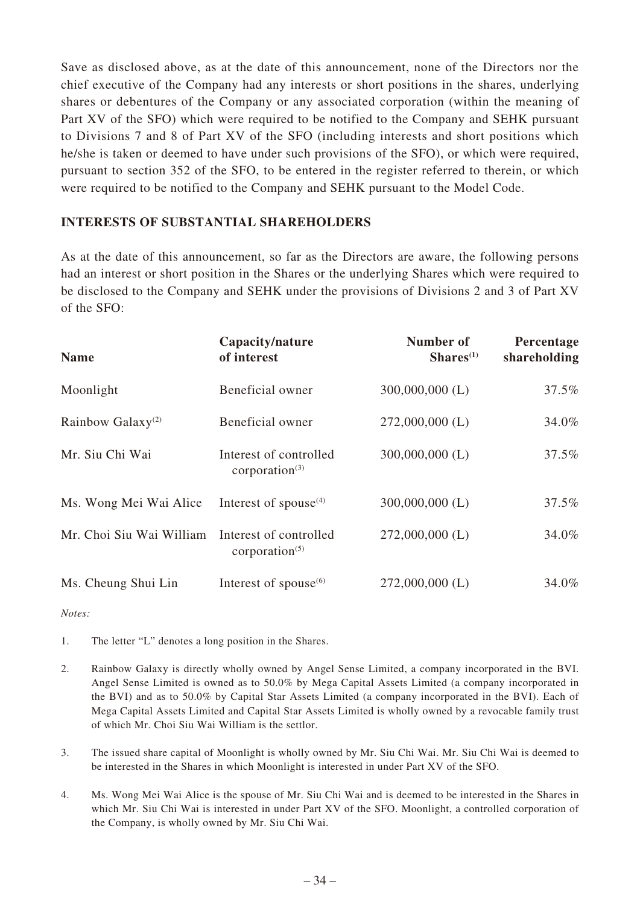Save as disclosed above, as at the date of this announcement, none of the Directors nor the chief executive of the Company had any interests or short positions in the shares, underlying shares or debentures of the Company or any associated corporation (within the meaning of Part XV of the SFO) which were required to be notified to the Company and SEHK pursuant to Divisions 7 and 8 of Part XV of the SFO (including interests and short positions which he/she is taken or deemed to have under such provisions of the SFO), or which were required, pursuant to section 352 of the SFO, to be entered in the register referred to therein, or which were required to be notified to the Company and SEHK pursuant to the Model Code.

## INTERESTS OF SUBSTANTIAL SHAREHOLDERS

As at the date of this announcement, so far as the Directors are aware, the following persons had an interest or short position in the Shares or the underlying Shares which were required to be disclosed to the Company and SEHK under the provisions of Divisions 2 and 3 of Part XV of the SFO:

| Name | Capacity/nature of interest | Number of Shares[(1)] | Percentage shareholding |
|---|---|---|---|
| Moonlight | Beneficial owner | 300,000,000 (L) | 37.5% |
| Rainbow Galaxy[(2)] | Beneficial owner | 272,000,000 (L) | 34.0% |
| Mr. Siu Chi Wai | Interest of controlled corporation[(3)] | 300,000,000 (L) | 37.5% |
| Ms. Wong Mei Wai Alice | Interest of spouse[(4)] | 300,000,000 (L) | 37.5% |
| Mr. Choi Siu Wai William | Interest of controlled corporation[(5)] | 272,000,000 (L) | 34.0% |
| Ms. Cheung Shui Lin | Interest of spouse[(6)] | 272,000,000 (L) | 34.0% |

*Notes:*

1. The letter "L" denotes a long position in the Shares.

2. Rainbow Galaxy is directly wholly owned by Angel Sense Limited, a company incorporated in the BVI. Angel Sense Limited is owned as to 50.0% by Mega Capital Assets Limited (a company incorporated in the BVI) and as to 50.0% by Capital Star Assets Limited (a company incorporated in the BVI). Each of Mega Capital Assets Limited and Capital Star Assets Limited is wholly owned by a revocable family trust of which Mr. Choi Siu Wai William is the settlor.

3. The issued share capital of Moonlight is wholly owned by Mr. Siu Chi Wai. Mr. Siu Chi Wai is deemed to be interested in the Shares in which Moonlight is interested in under Part XV of the SFO.

4. Ms. Wong Mei Wai Alice is the spouse of Mr. Siu Chi Wai and is deemed to be interested in the Shares in which Mr. Siu Chi Wai is interested in under Part XV of the SFO. Moonlight, a controlled corporation of the Company, is wholly owned by Mr. Siu Chi Wai.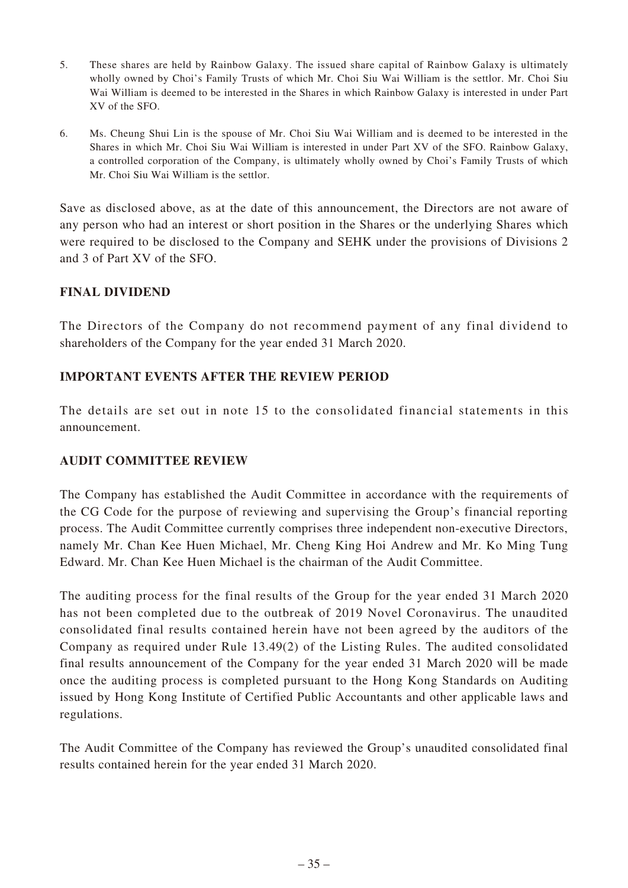5. These shares are held by Rainbow Galaxy. The issued share capital of Rainbow Galaxy is ultimately wholly owned by Choi's Family Trusts of which Mr. Choi Siu Wai William is the settlor. Mr. Choi Siu Wai William is deemed to be interested in the Shares in which Rainbow Galaxy is interested in under Part XV of the SFO.

6. Ms. Cheung Shui Lin is the spouse of Mr. Choi Siu Wai William and is deemed to be interested in the Shares in which Mr. Choi Siu Wai William is interested in under Part XV of the SFO. Rainbow Galaxy, a controlled corporation of the Company, is ultimately wholly owned by Choi's Family Trusts of which Mr. Choi Siu Wai William is the settlor.

Save as disclosed above, as at the date of this announcement, the Directors are not aware of any person who had an interest or short position in the Shares or the underlying Shares which were required to be disclosed to the Company and SEHK under the provisions of Divisions 2 and 3 of Part XV of the SFO.

## FINAL DIVIDEND

The Directors of the Company do not recommend payment of any final dividend to shareholders of the Company for the year ended 31 March 2020.

## IMPORTANT EVENTS AFTER THE REVIEW PERIOD

The details are set out in note 15 to the consolidated financial statements in this announcement.

## AUDIT COMMITTEE REVIEW

The Company has established the Audit Committee in accordance with the requirements of the CG Code for the purpose of reviewing and supervising the Group's financial reporting process. The Audit Committee currently comprises three independent non-executive Directors, namely Mr. Chan Kee Huen Michael, Mr. Cheng King Hoi Andrew and Mr. Ko Ming Tung Edward. Mr. Chan Kee Huen Michael is the chairman of the Audit Committee.

The auditing process for the final results of the Group for the year ended 31 March 2020 has not been completed due to the outbreak of 2019 Novel Coronavirus. The unaudited consolidated final results contained herein have not been agreed by the auditors of the Company as required under Rule 13.49(2) of the Listing Rules. The audited consolidated final results announcement of the Company for the year ended 31 March 2020 will be made once the auditing process is completed pursuant to the Hong Kong Standards on Auditing issued by Hong Kong Institute of Certified Public Accountants and other applicable laws and regulations.

The Audit Committee of the Company has reviewed the Group's unaudited consolidated final results contained herein for the year ended 31 March 2020.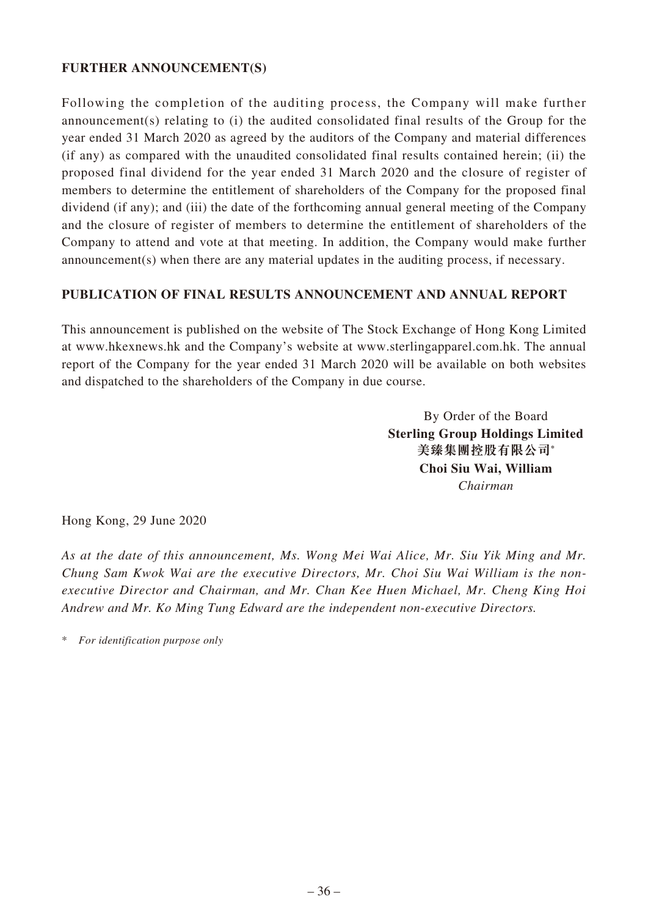## FURTHER ANNOUNCEMENT(S)

Following the completion of the auditing process, the Company will make further announcement(s) relating to (i) the audited consolidated final results of the Group for the year ended 31 March 2020 as agreed by the auditors of the Company and material differences (if any) as compared with the unaudited consolidated final results contained herein; (ii) the proposed final dividend for the year ended 31 March 2020 and the closure of register of members to determine the entitlement of shareholders of the Company for the proposed final dividend (if any); and (iii) the date of the forthcoming annual general meeting of the Company and the closure of register of members to determine the entitlement of shareholders of the Company to attend and vote at that meeting. In addition, the Company would make further announcement(s) when there are any material updates in the auditing process, if necessary.

## PUBLICATION OF FINAL RESULTS ANNOUNCEMENT AND ANNUAL REPORT

This announcement is published on the website of The Stock Exchange of Hong Kong Limited at www.hkexnews.hk and the Company's website at www.sterlingapparel.com.hk. The annual report of the Company for the year ended 31 March 2020 will be available on both websites and dispatched to the shareholders of the Company in due course.

By Order of the Board
**Sterling Group Holdings Limited**
**美臻集團控股有限公司***
**Choi Siu Wai, William**
*Chairman*

Hong Kong, 29 June 2020

*As at the date of this announcement, Ms. Wong Mei Wai Alice, Mr. Siu Yik Ming and Mr. Chung Sam Kwok Wai are the executive Directors, Mr. Choi Siu Wai William is the non-executive Director and Chairman, and Mr. Chan Kee Huen Michael, Mr. Cheng King Hoi Andrew and Mr. Ko Ming Tung Edward are the independent non-executive Directors.*

\* *For identification purpose only*